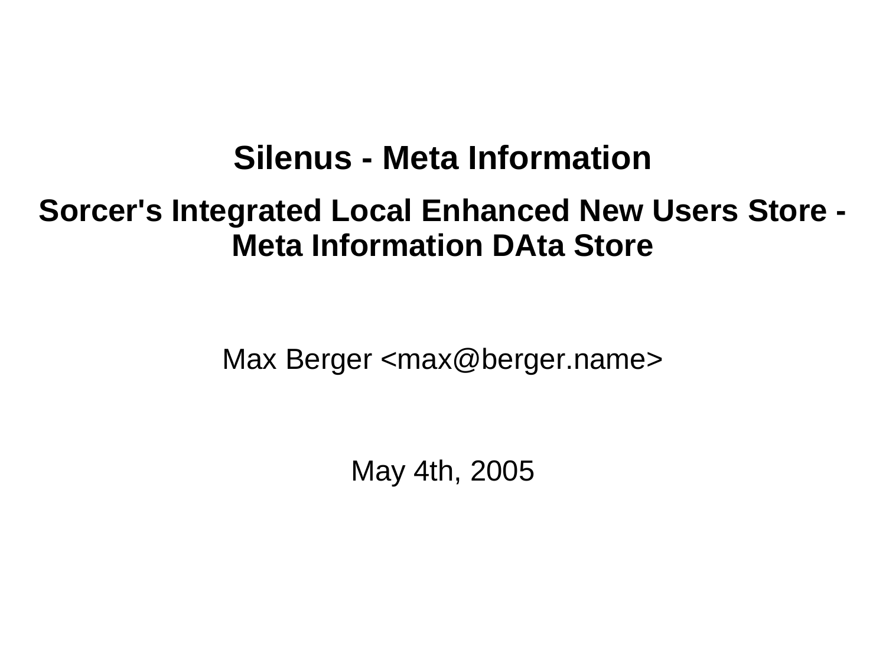# Silenus - Meta Information

## Sorcer's Integrated Local Enhanced New Users Store - Meta Information DAta Store

Max Berger <max@berger.name>

May 4th, 2005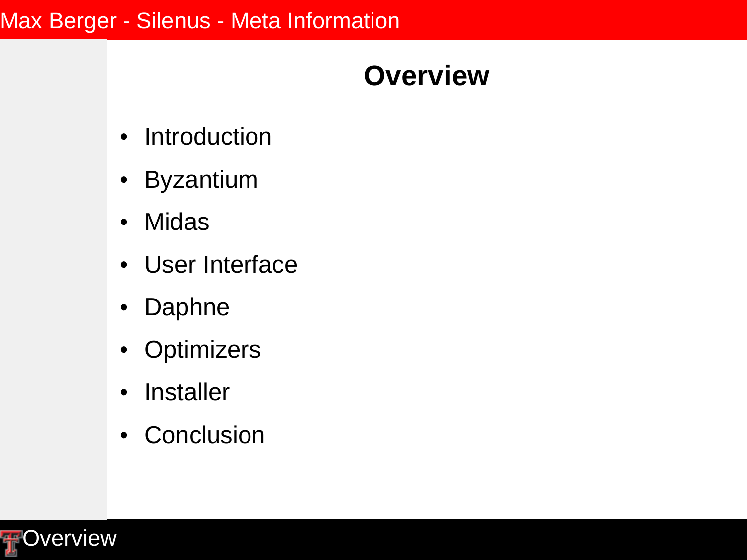# Overview

- Introduction
- Byzantium
- Midas
- User Interface
- Daphne
- Optimizers
- Installer
- Conclusion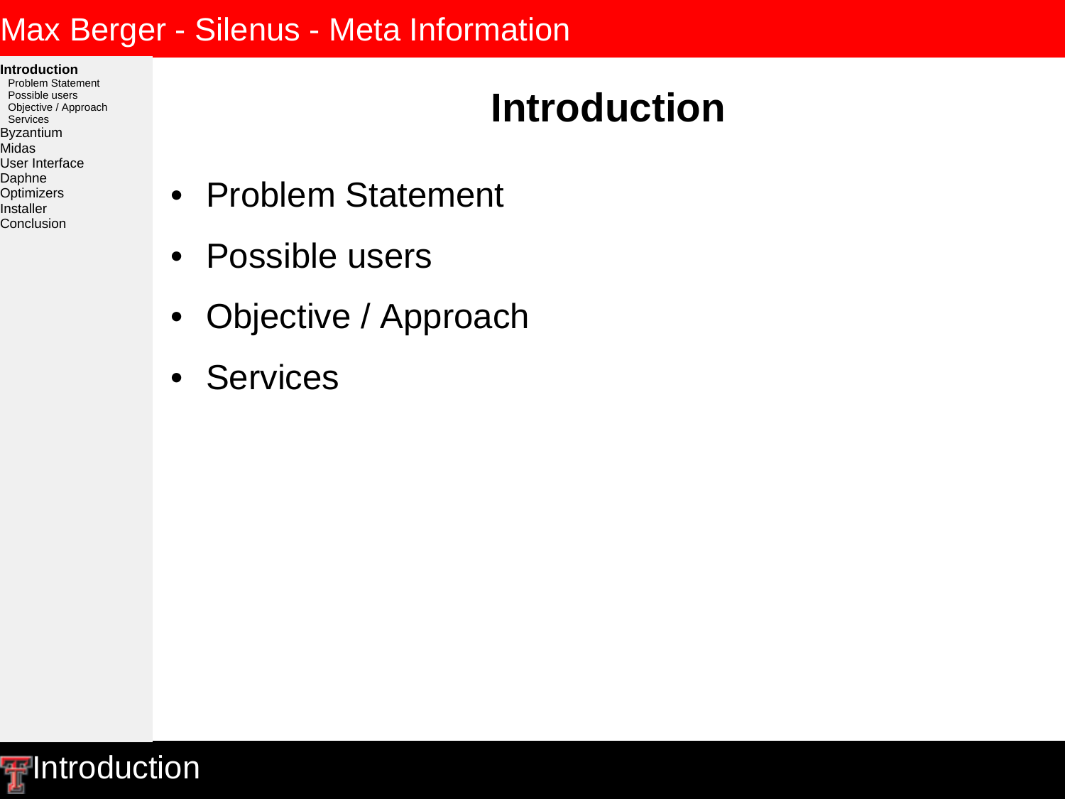# Introduction

- Problem Statement
- Possible users
- Objective / Approach
- Services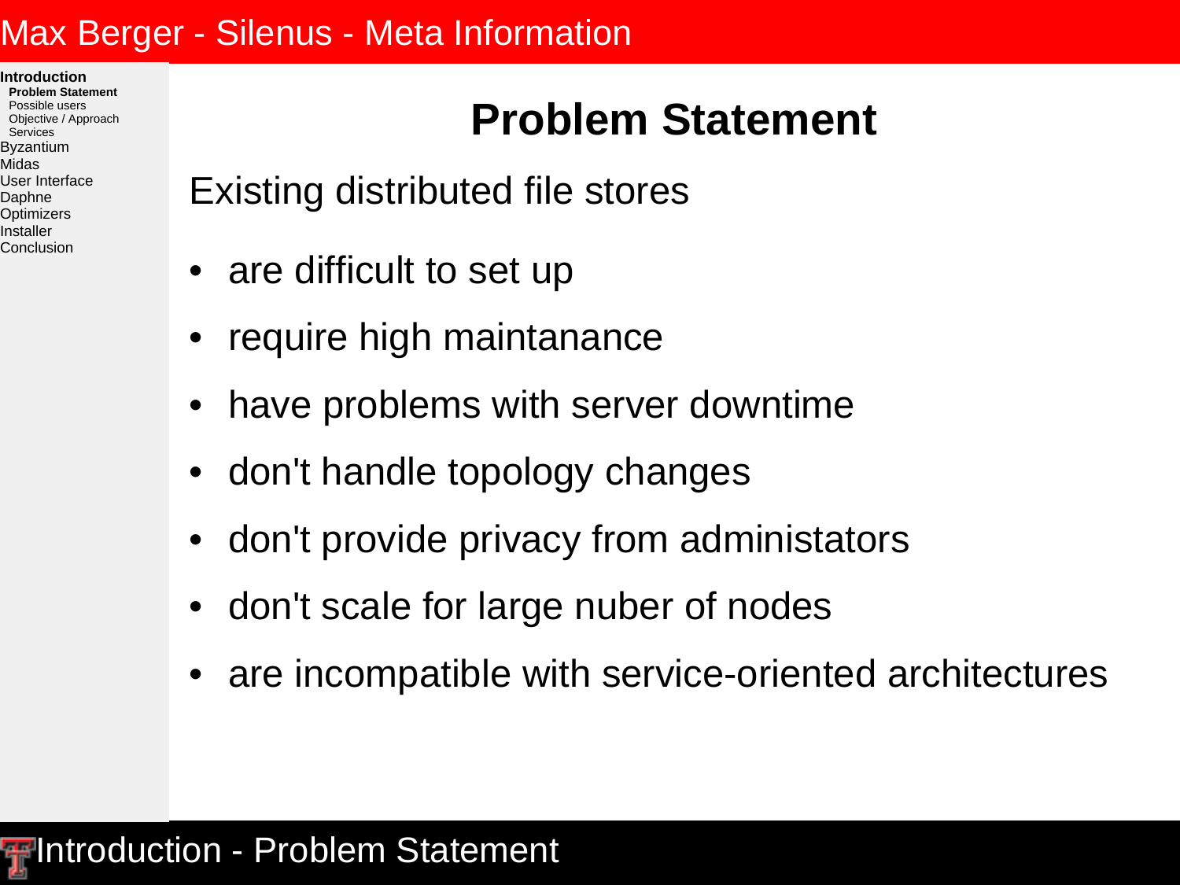# Problem Statement

Existing distributed file stores

- are difficult to set up
- require high maintanance
- have problems with server downtime
- don't handle topology changes
- don't provide privacy from administators
- don't scale for large nuber of nodes
- are incompatible with service-oriented architectures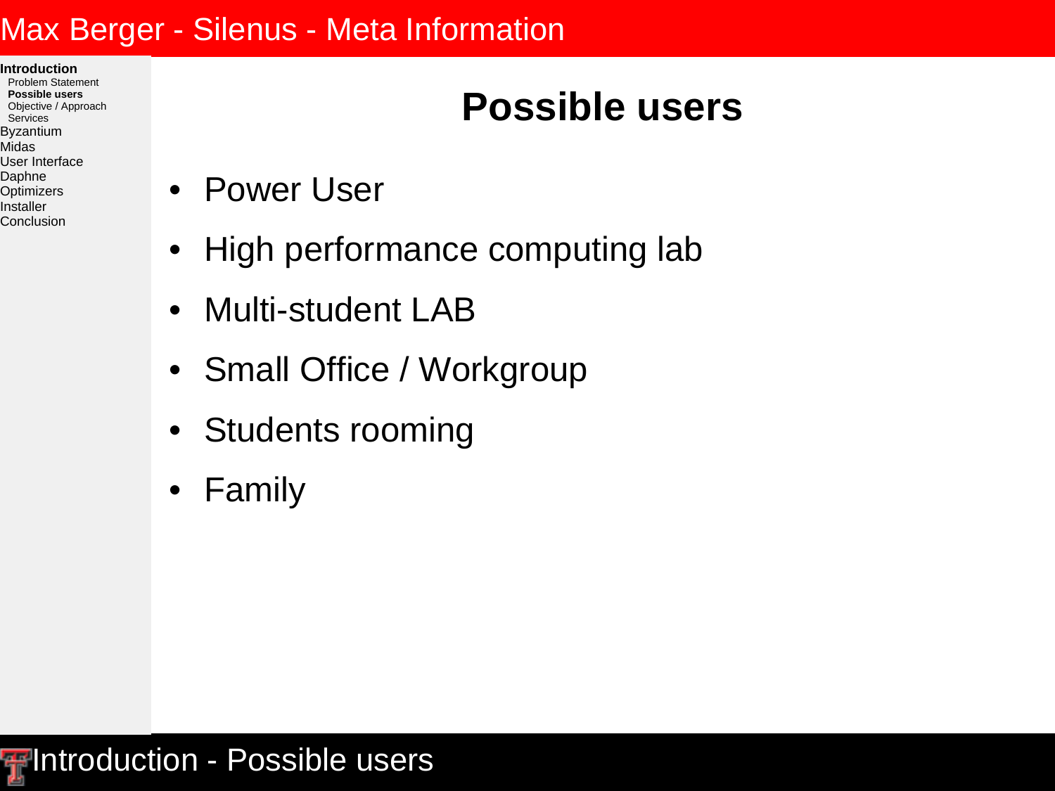# Possible users

- Power User
- High performance computing lab
- Multi-student LAB
- Small Office / Workgroup
- Students rooming
- Family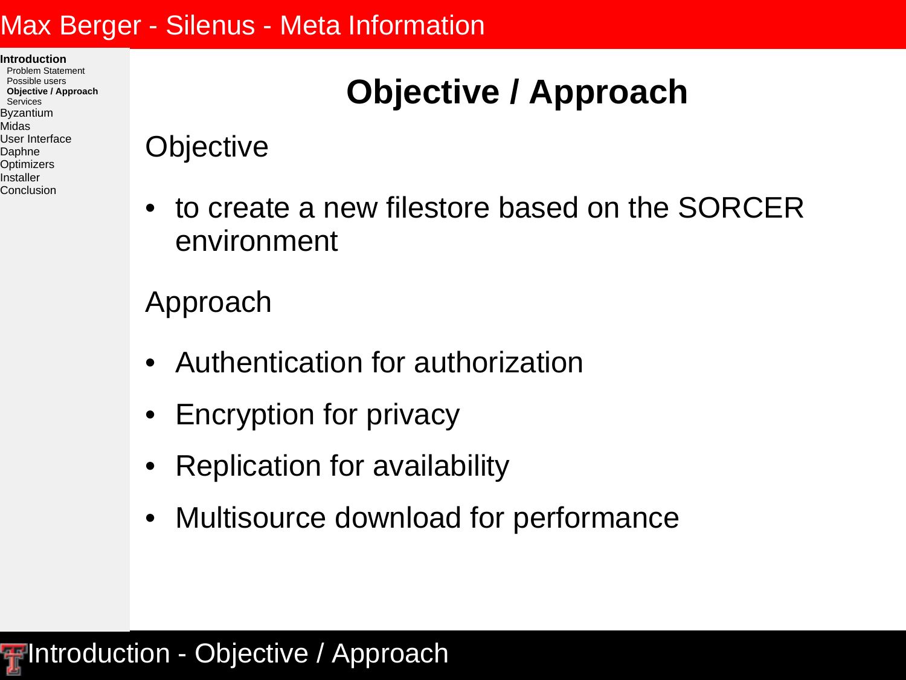# Objective / Approach

## Objective

- to create a new filestore based on the SORCER environment

## Approach

- Authentication for authorization
- Encryption for privacy
- Replication for availability
- Multisource download for performance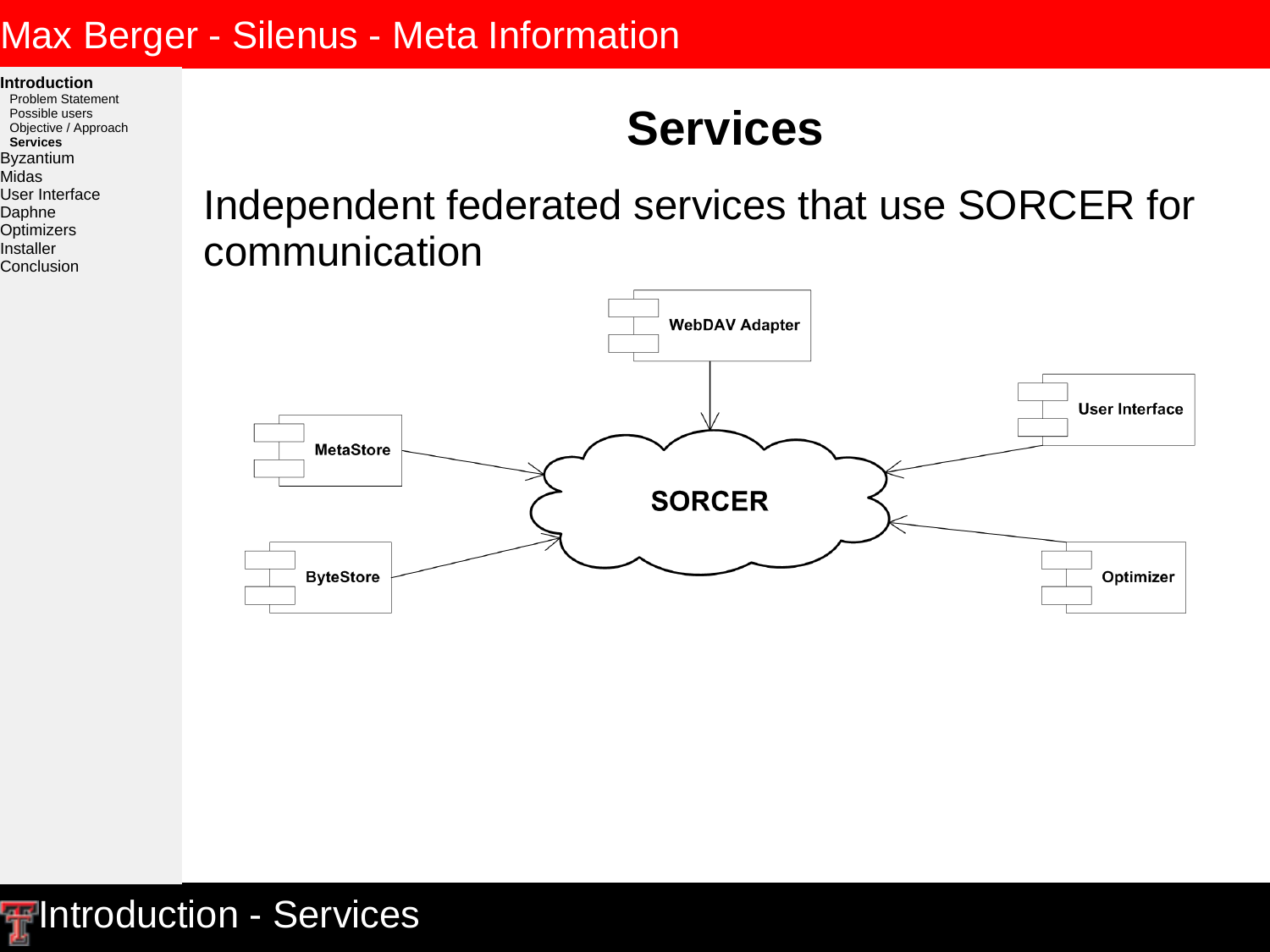# Services

Independent federated services that use SORCER for communication

WebDAV Adapter

User Interface

MetaStore

SORCER

ByteStore

Optimizer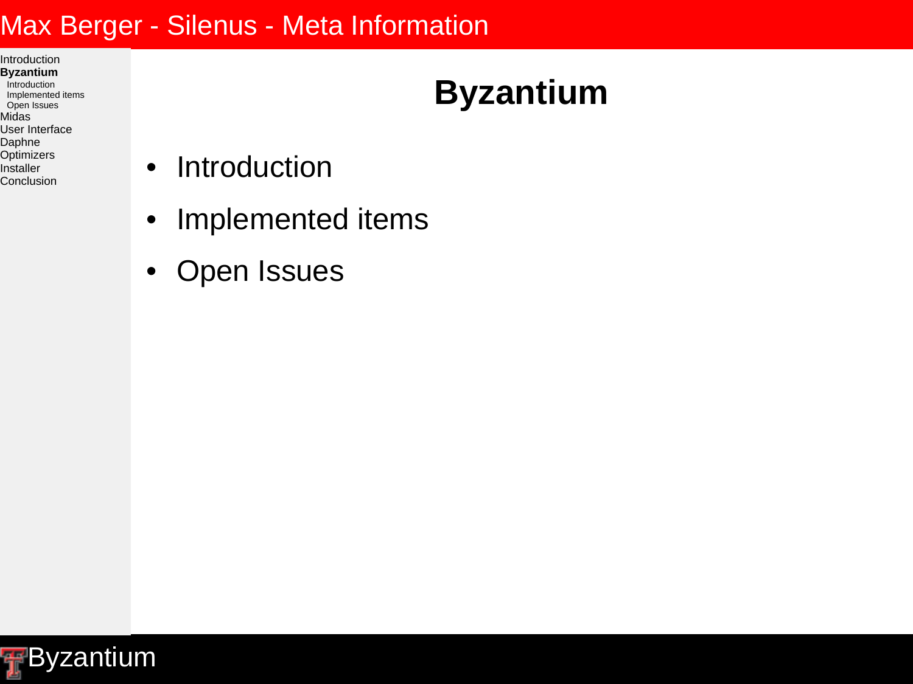# Byzantium

- Introduction
- Implemented items
- Open Issues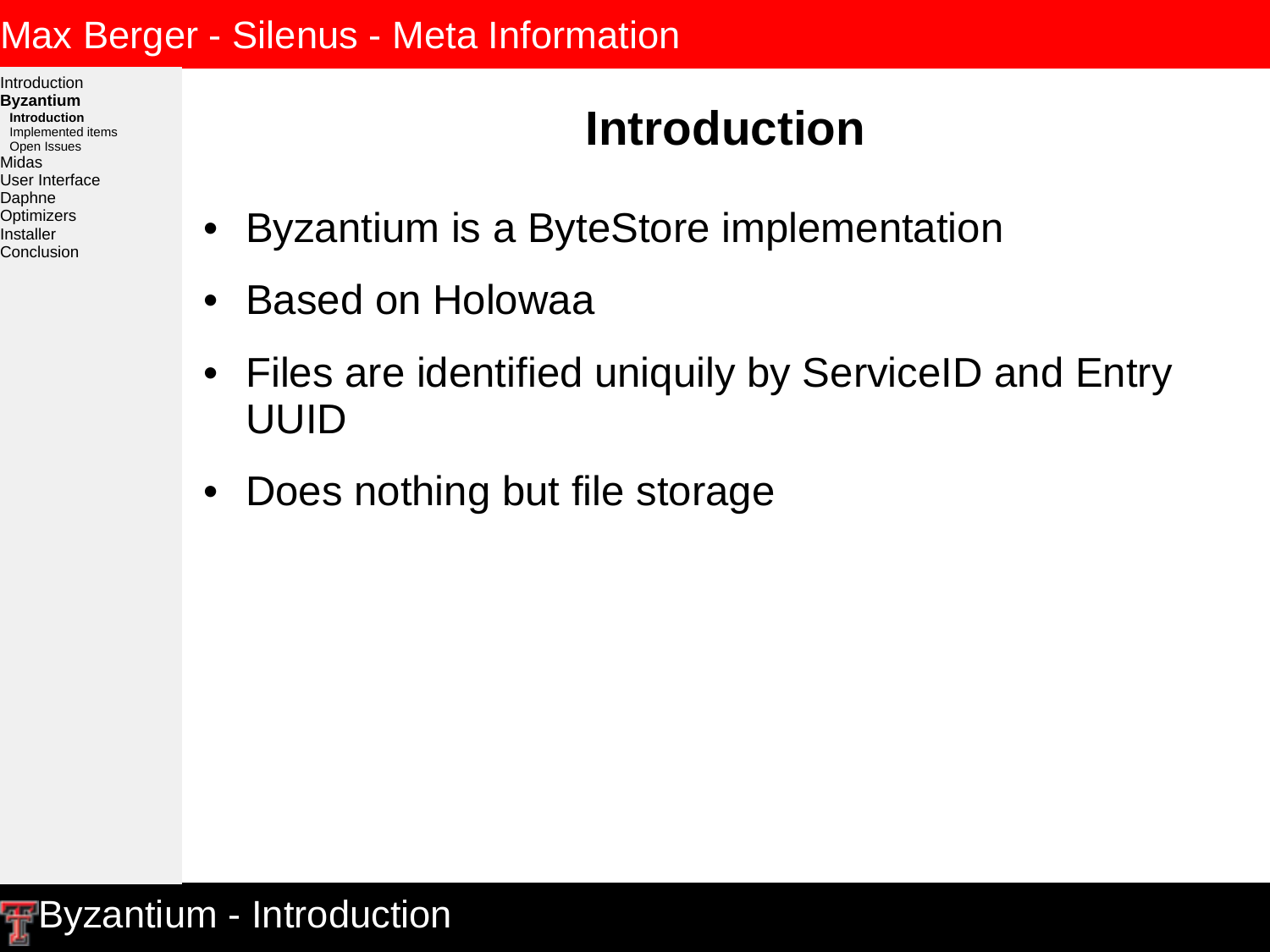# Introduction

- Byzantium is a ByteStore implementation
- Based on Holowaa
- Files are identified uniquily by ServiceID and Entry UUID
- Does nothing but file storage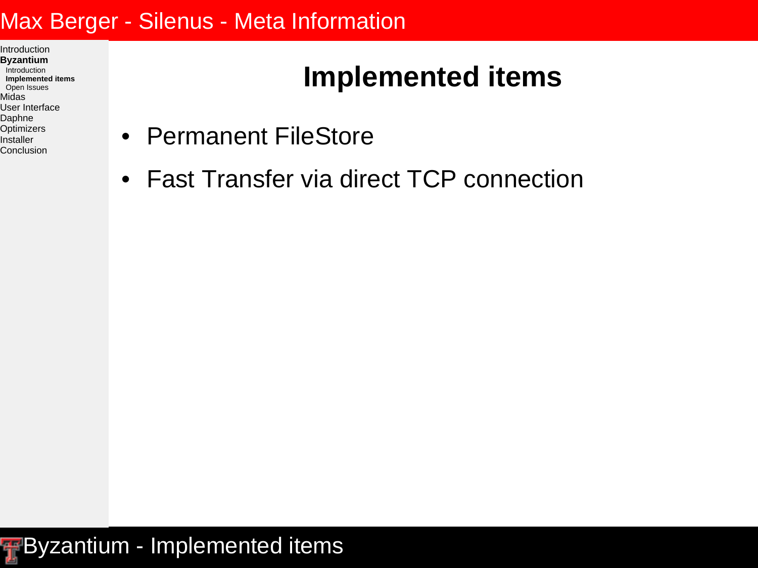# Implemented items

- Permanent FileStore
- Fast Transfer via direct TCP connection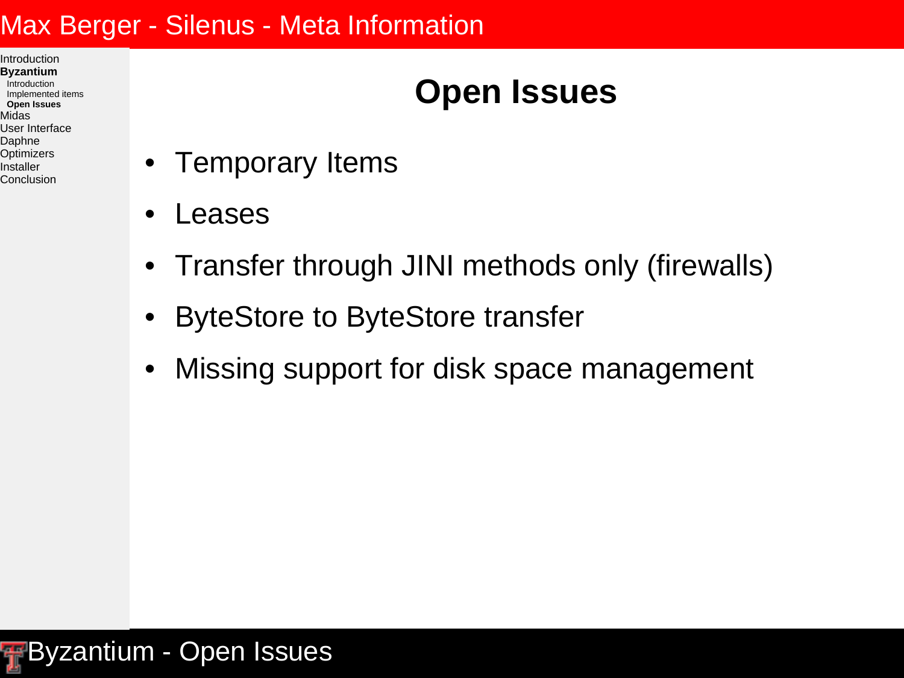# Open Issues

- Temporary Items
- Leases
- Transfer through JINI methods only (firewalls)
- ByteStore to ByteStore transfer
- Missing support for disk space management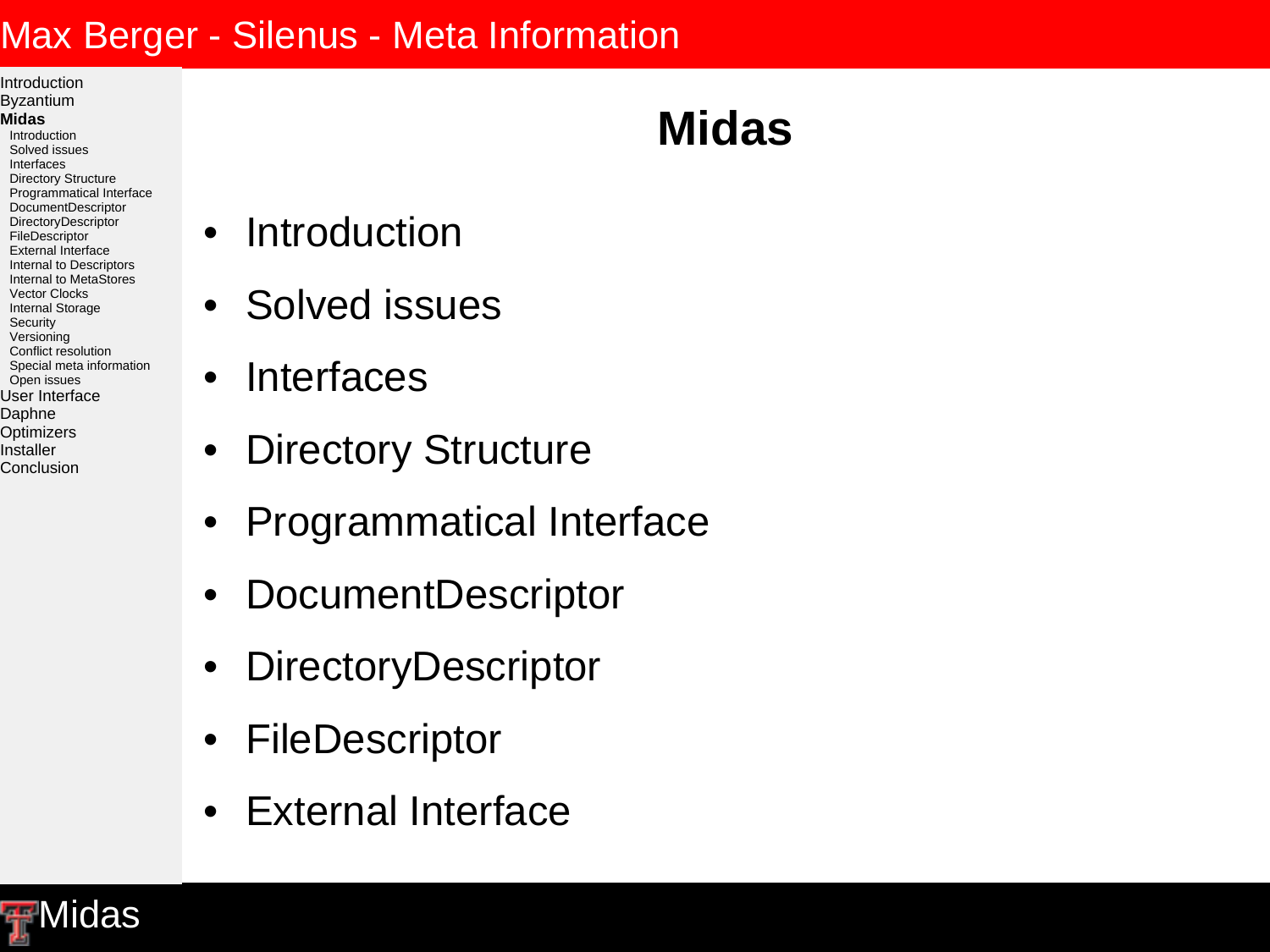# Midas

- Introduction
- Solved issues
- Interfaces
- Directory Structure
- Programmatical Interface
- DocumentDescriptor
- DirectoryDescriptor
- FileDescriptor
- External Interface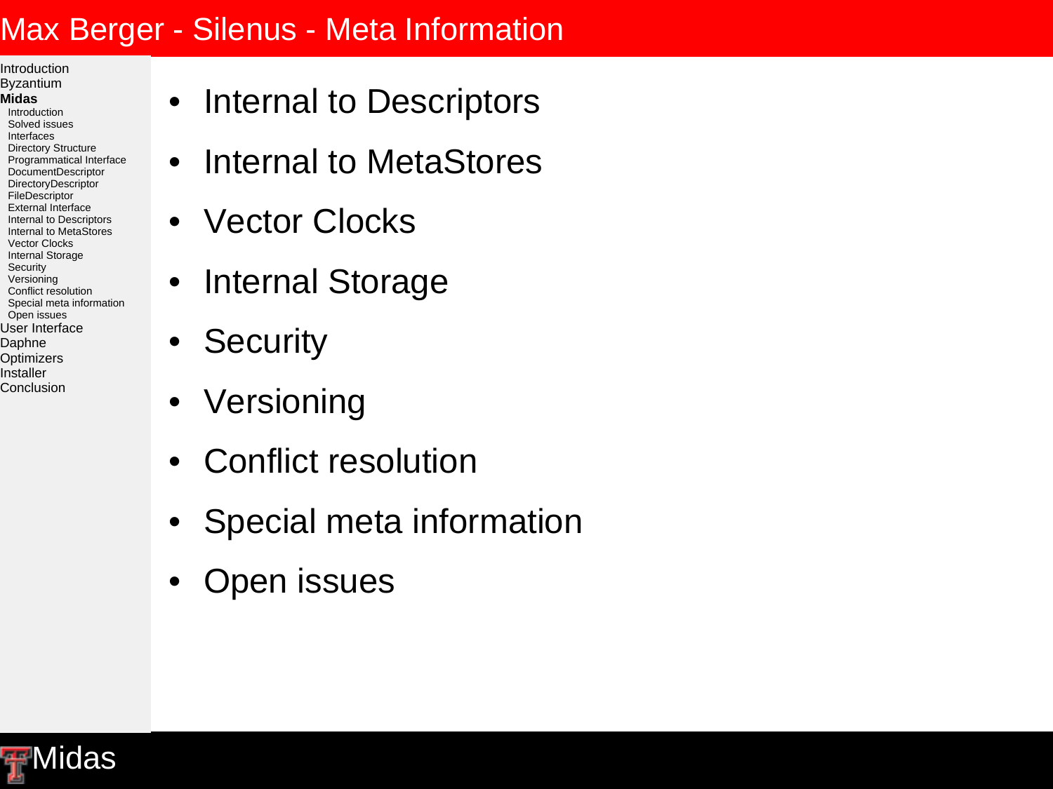# Max Berger - Silenus - Meta Information

- Internal to Descriptors
- Internal to MetaStores
- Vector Clocks
- Internal Storage
- Security
- Versioning
- Conflict resolution
- Special meta information
- Open issues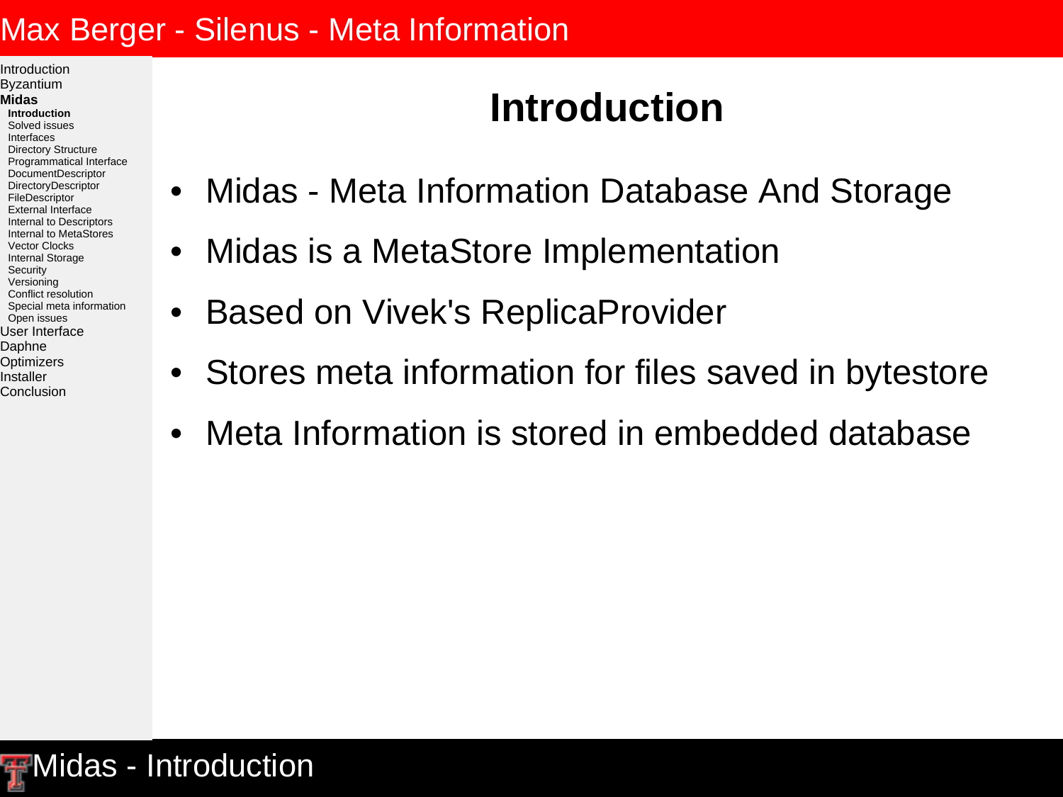# Introduction

- Midas - Meta Information Database And Storage
- Midas is a MetaStore Implementation
- Based on Vivek's ReplicaProvider
- Stores meta information for files saved in bytestore
- Meta Information is stored in embedded database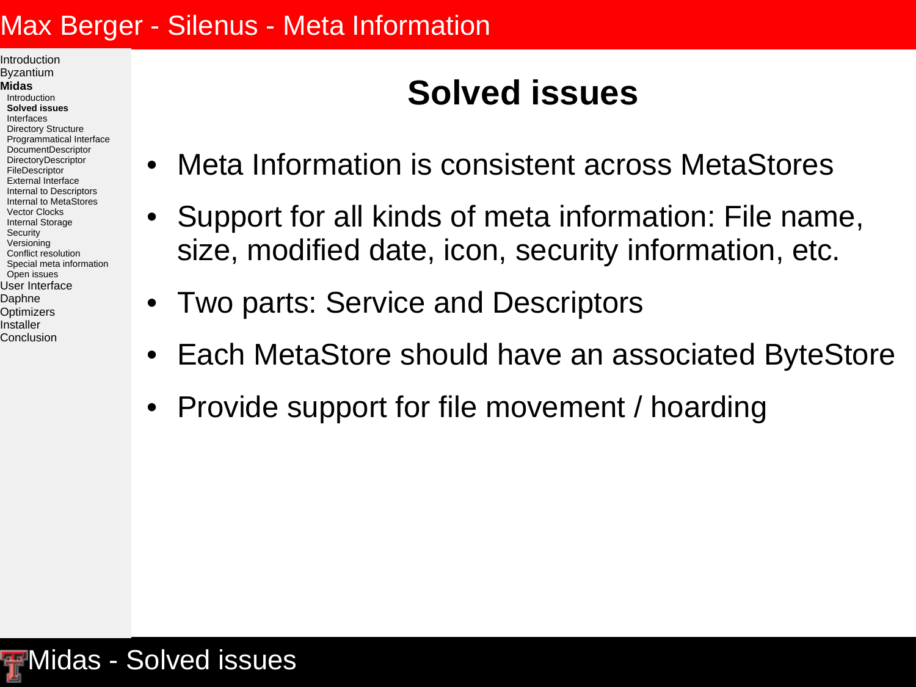# Solved issues

- Meta Information is consistent across MetaStores
- Support for all kinds of meta information: File name, size, modified date, icon, security information, etc.
- Two parts: Service and Descriptors
- Each MetaStore should have an associated ByteStore
- Provide support for file movement / hoarding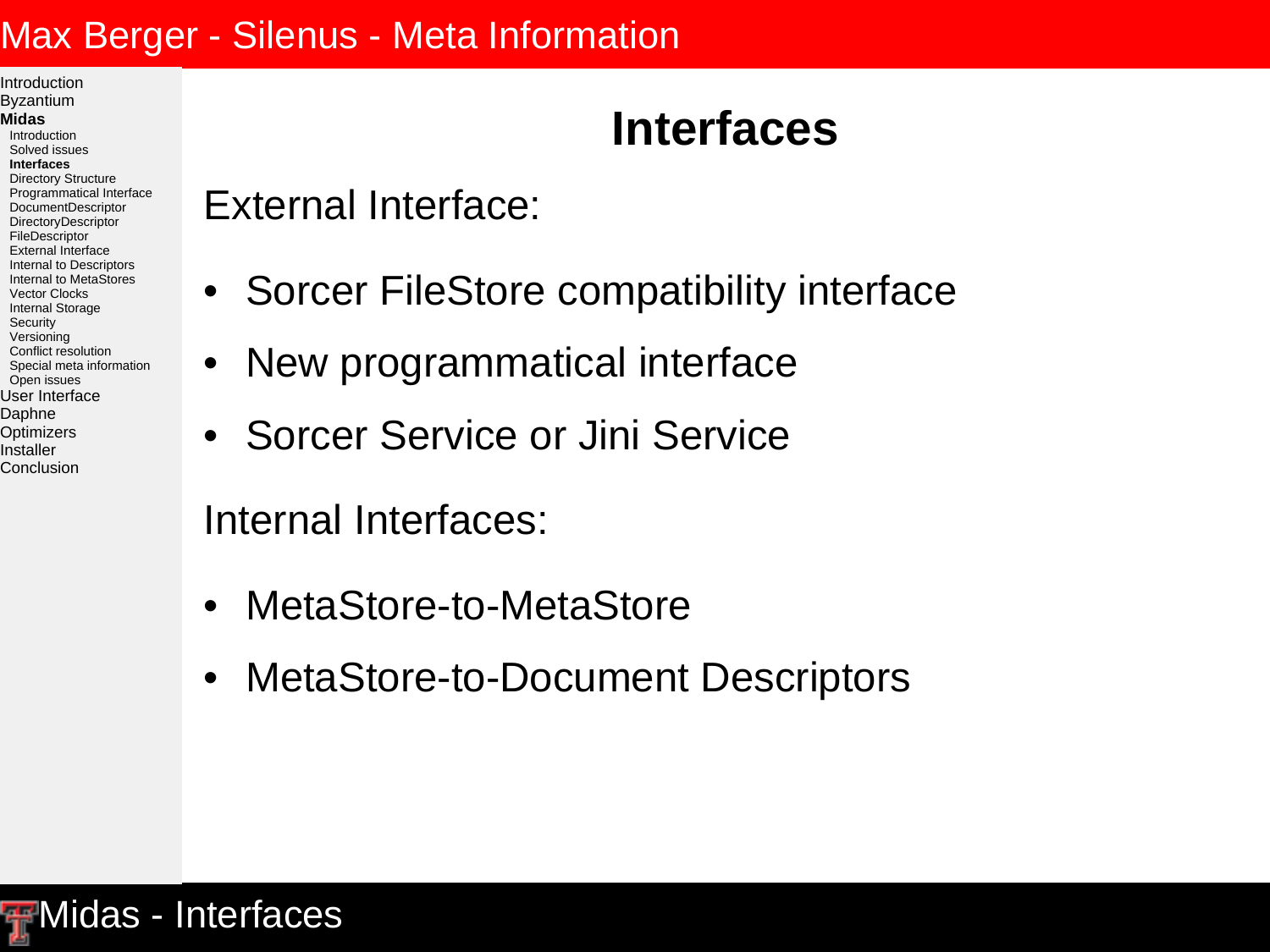# Interfaces

External Interface:

- Sorcer FileStore compatibility interface
- New programmatical interface
- Sorcer Service or Jini Service

Internal Interfaces:

- MetaStore-to-MetaStore
- MetaStore-to-Document Descriptors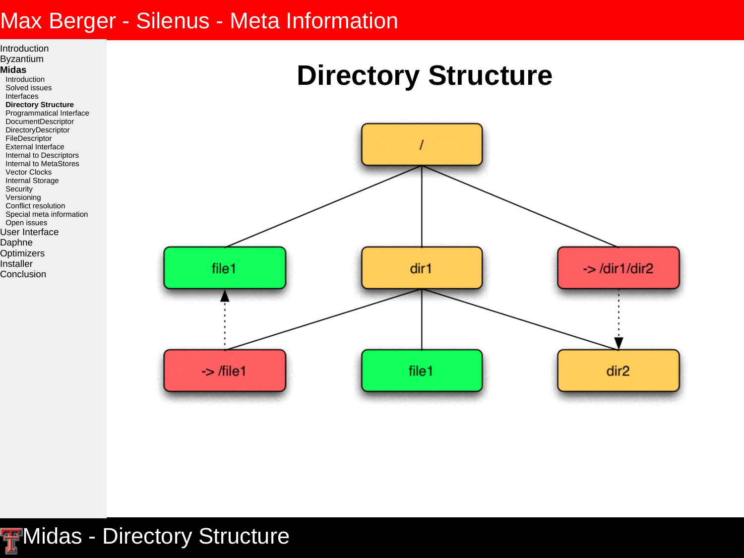# Directory Structure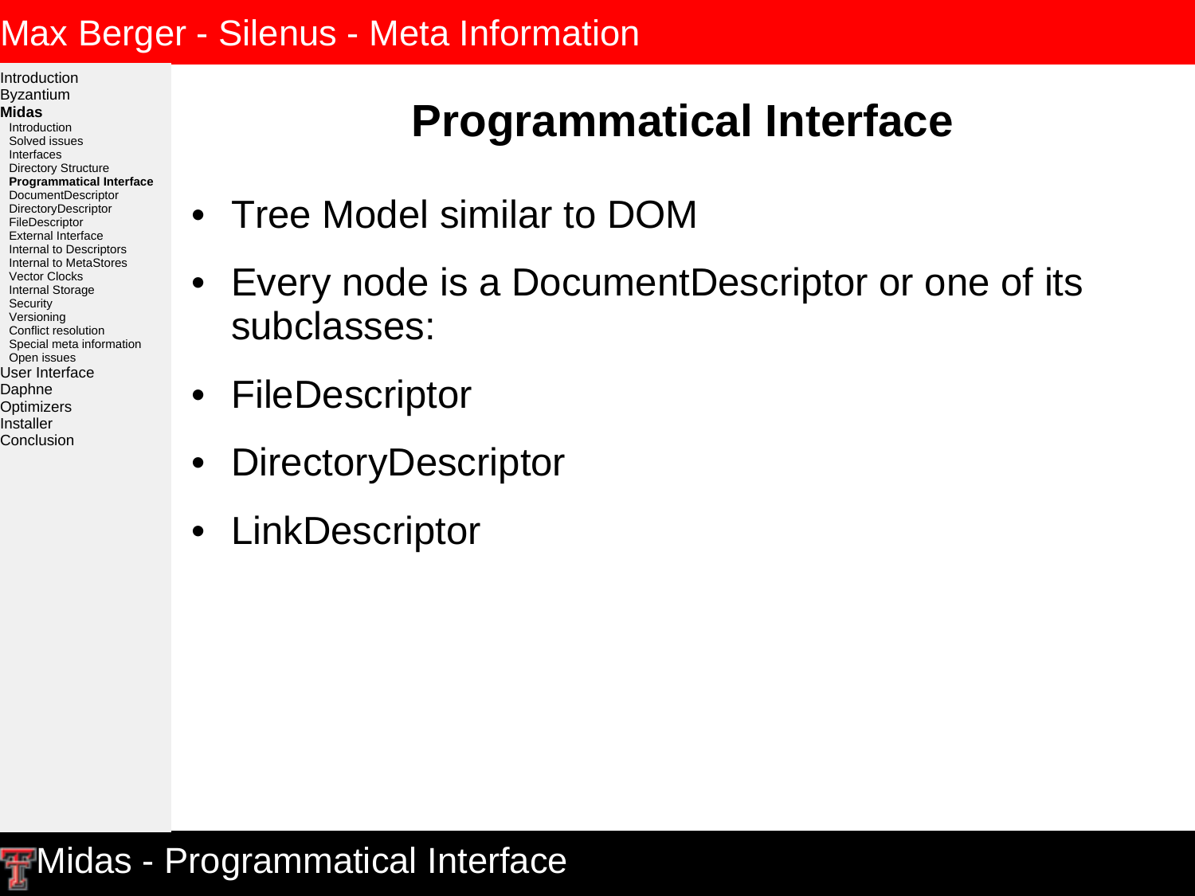# Programmatical Interface

- Tree Model similar to DOM
- Every node is a DocumentDescriptor or one of its subclasses:
- FileDescriptor
- DirectoryDescriptor
- LinkDescriptor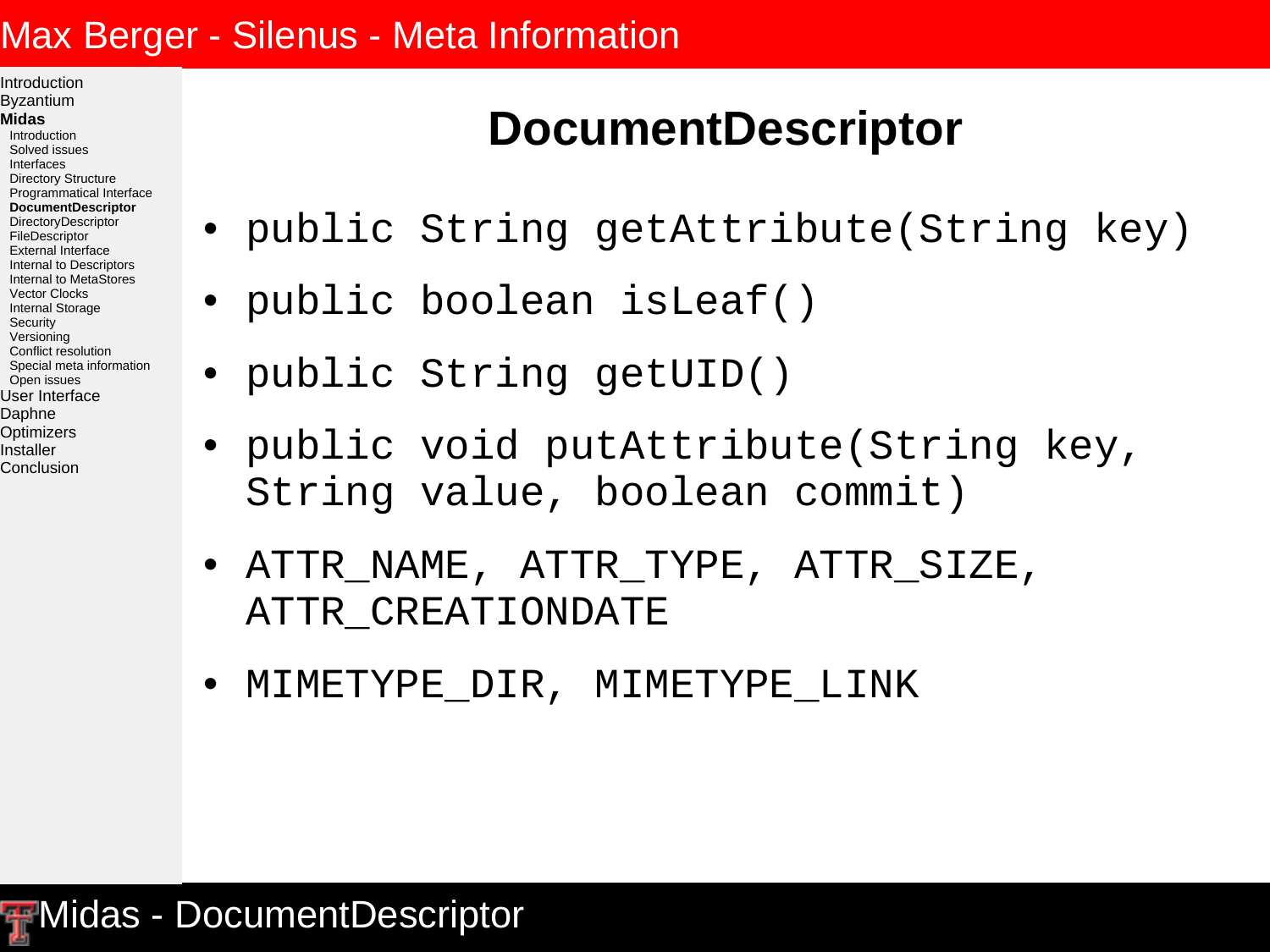# DocumentDescriptor

- `public String getAttribute(String key)`
- `public boolean isLeaf()`
- `public String getUID()`
- `public void putAttribute(String key, String value, boolean commit)`
- `ATTR_NAME, ATTR_TYPE, ATTR_SIZE, ATTR_CREATIONDATE`
- `MIMETYPE_DIR, MIMETYPE_LINK`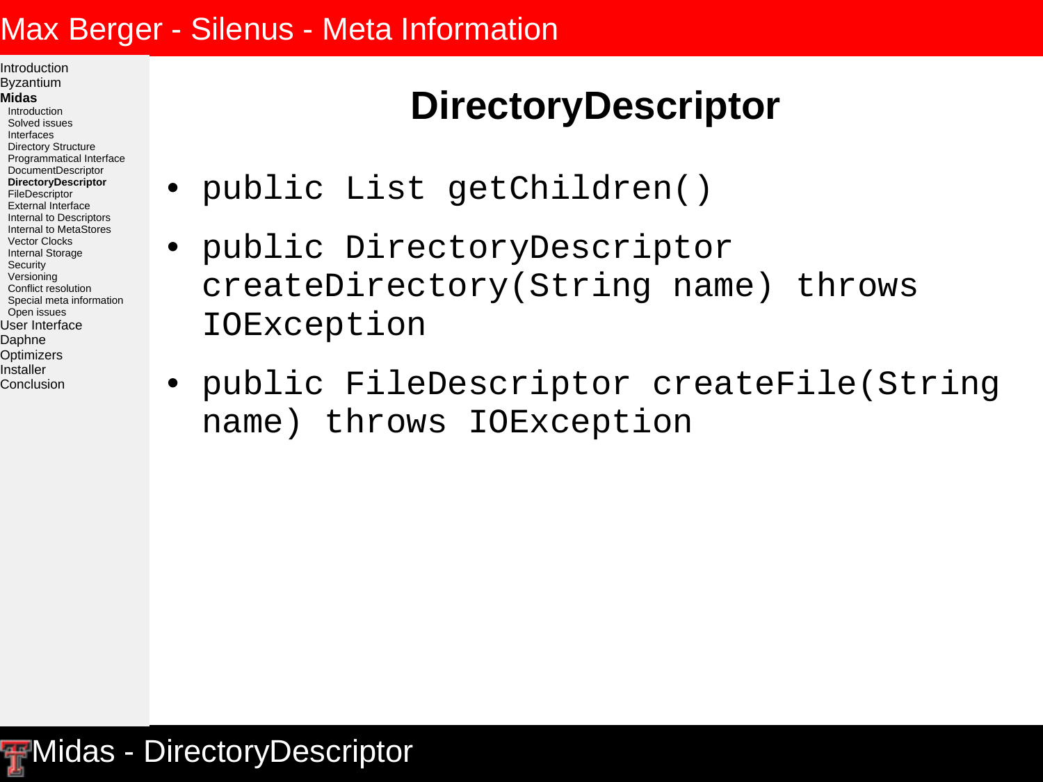# DirectoryDescriptor

- `public List getChildren()`
- `public DirectoryDescriptor createDirectory(String name) throws IOException`
- `public FileDescriptor createFile(String name) throws IOException`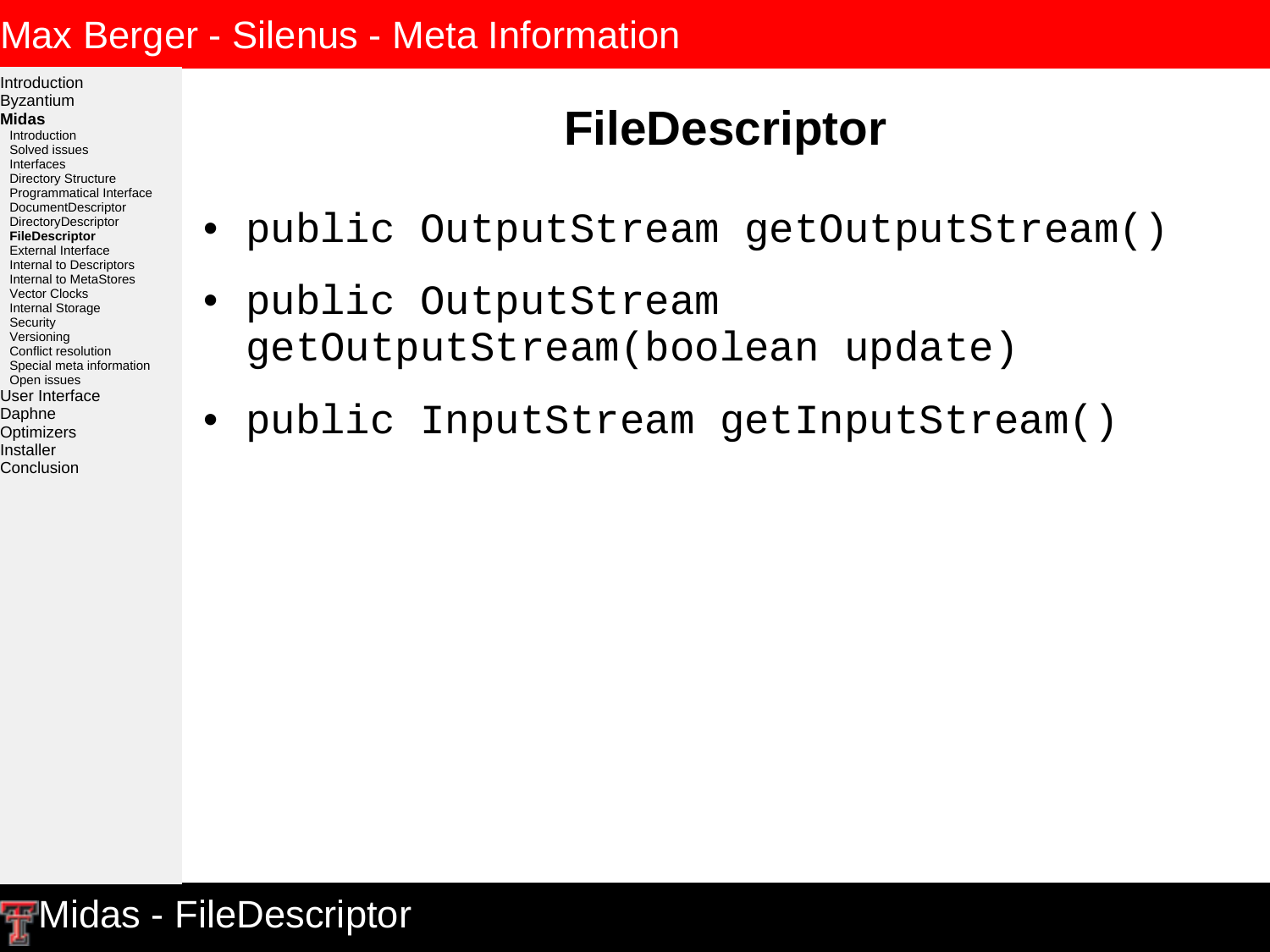# FileDescriptor

- `public OutputStream getOutputStream()`
- `public OutputStream getOutputStream(boolean update)`
- `public InputStream getInputStream()`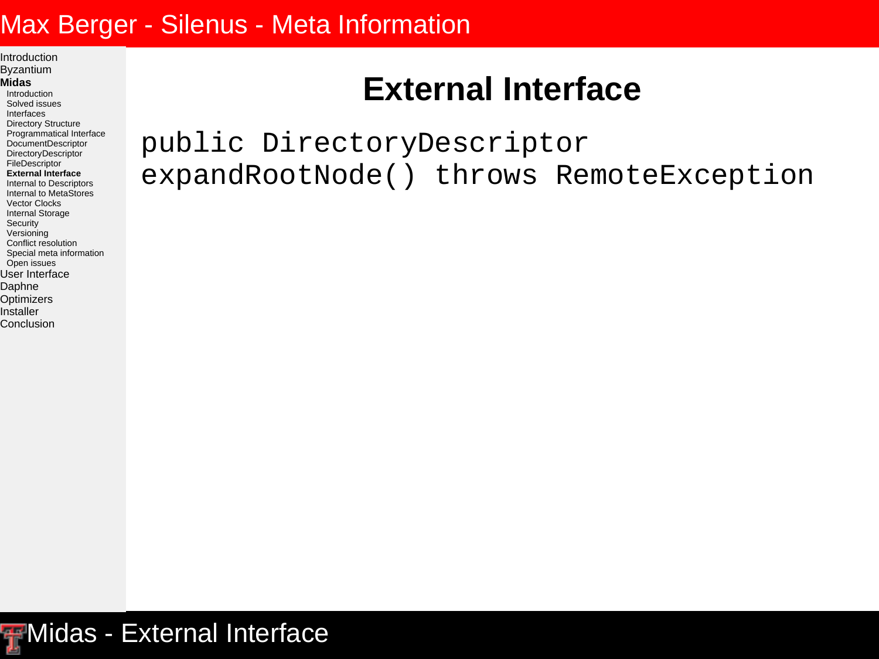# External Interface

```
public DirectoryDescriptor
expandRootNode() throws RemoteException
```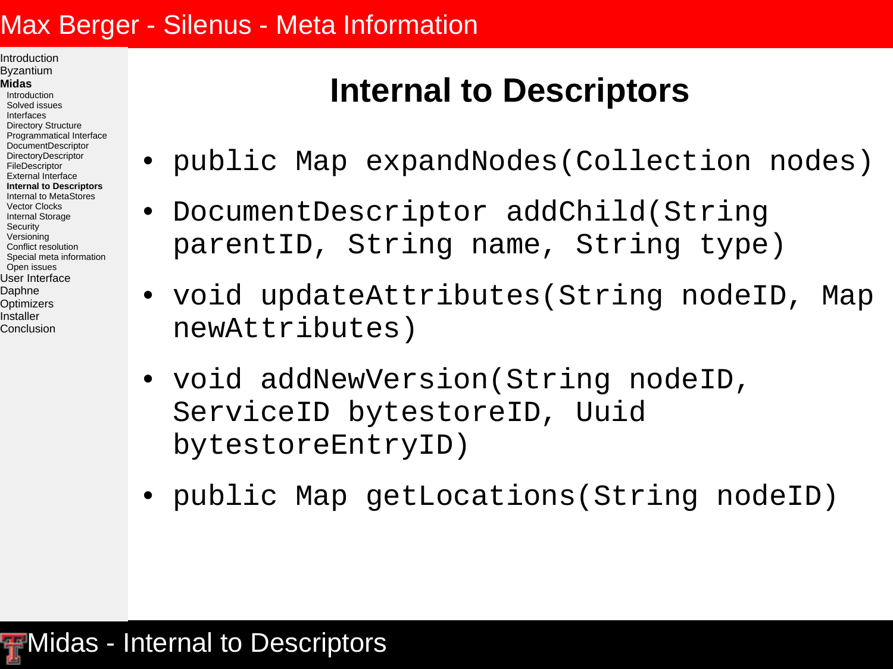# Internal to Descriptors

- `public Map expandNodes(Collection nodes)`
- `DocumentDescriptor addChild(String parentID, String name, String type)`
- `void updateAttributes(String nodeID, Map newAttributes)`
- `void addNewVersion(String nodeID, ServiceID bytestoreID, Uuid bytestoreEntryID)`
- `public Map getLocations(String nodeID)`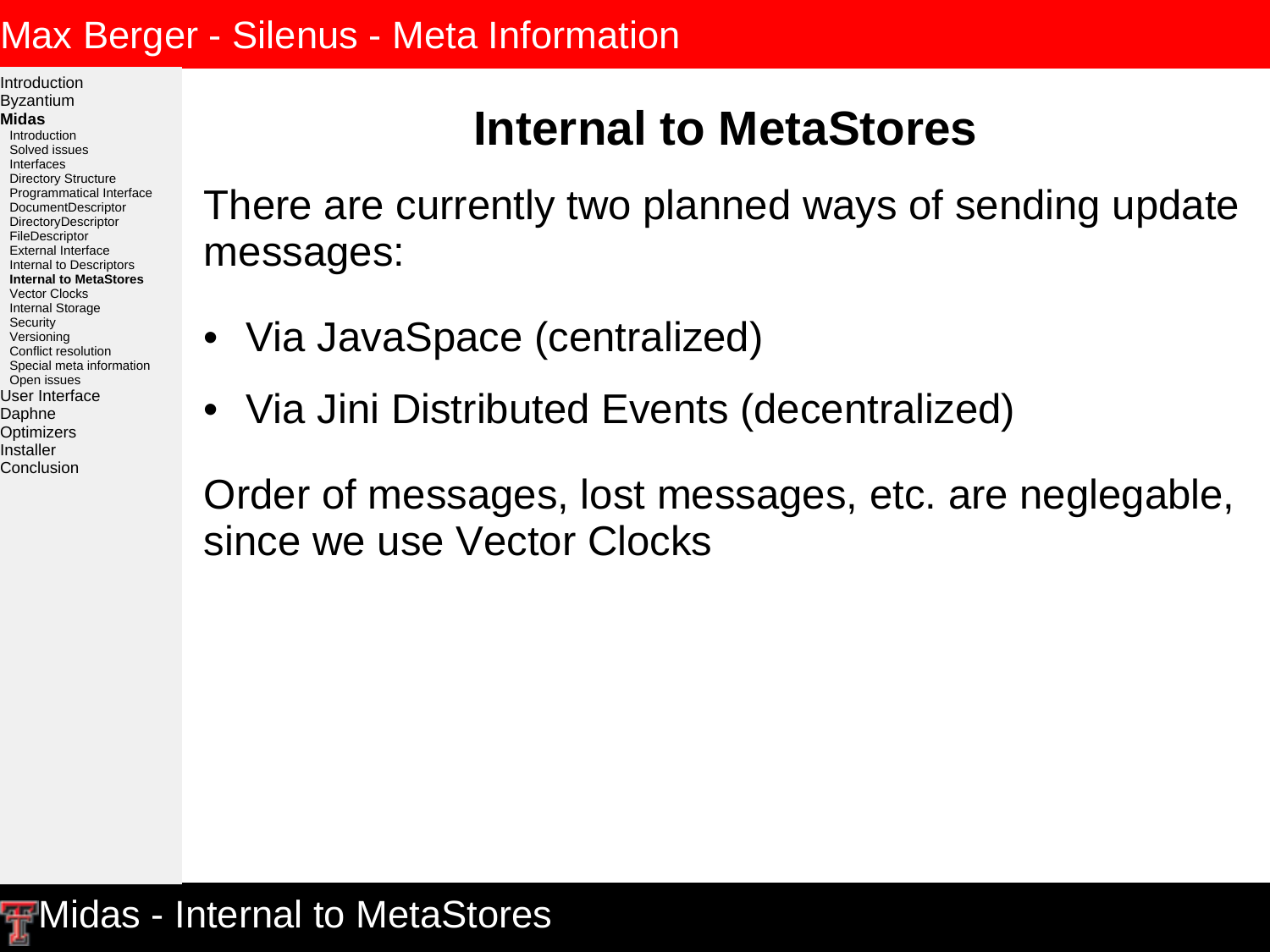# Internal to MetaStores

There are currently two planned ways of sending update messages:

- Via JavaSpace (centralized)
- Via Jini Distributed Events (decentralized)

Order of messages, lost messages, etc. are neglegable, since we use Vector Clocks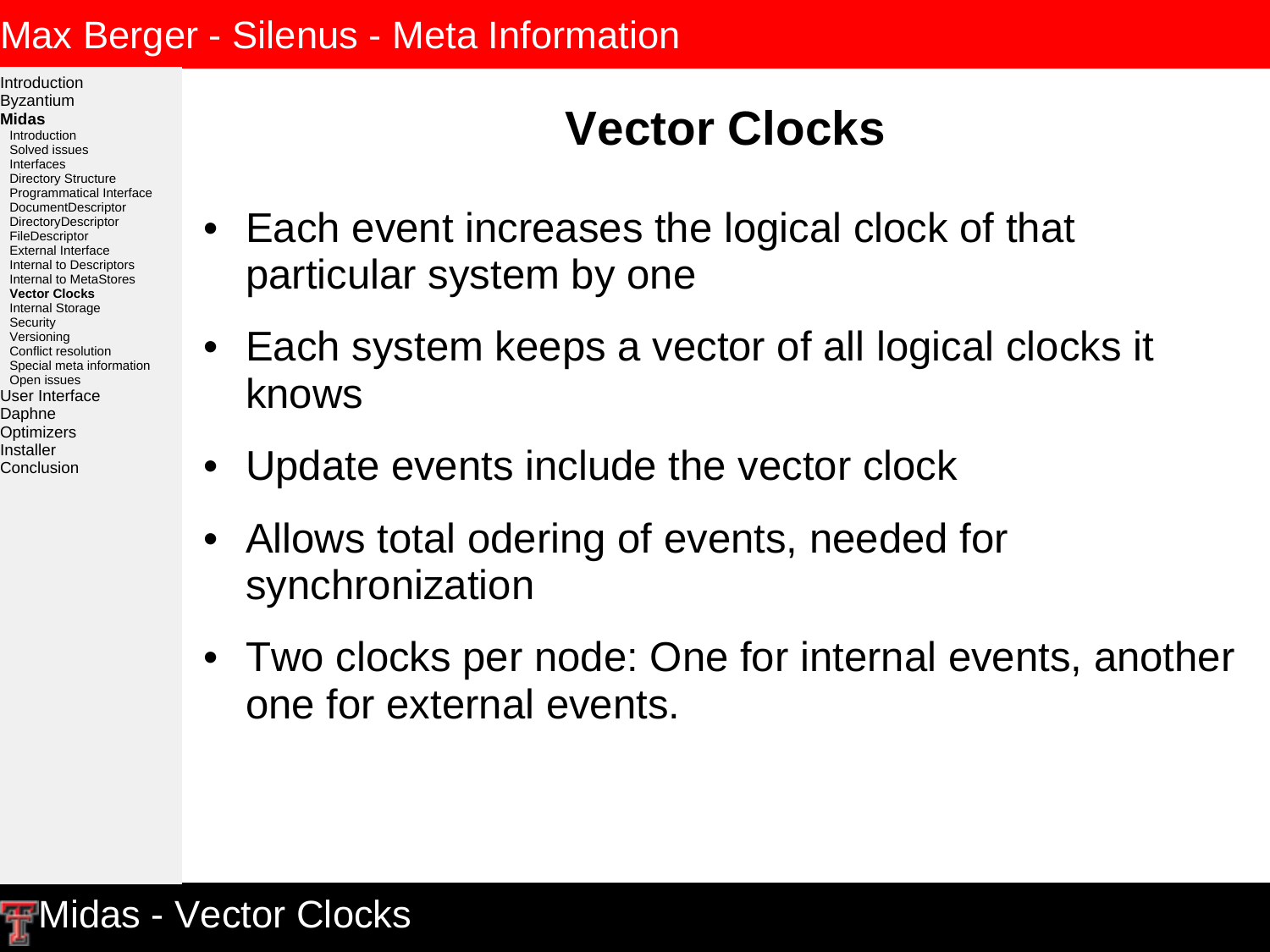# Vector Clocks

- Each event increases the logical clock of that particular system by one
- Each system keeps a vector of all logical clocks it knows
- Update events include the vector clock
- Allows total odering of events, needed for synchronization
- Two clocks per node: One for internal events, another one for external events.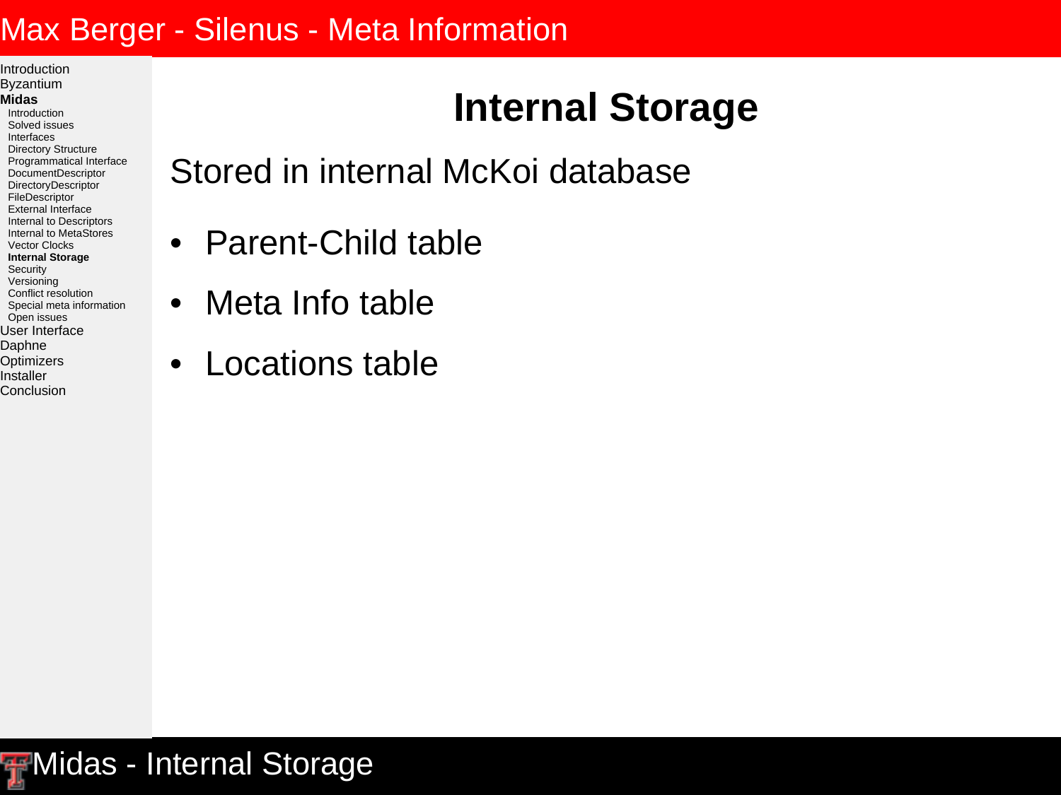# Internal Storage

Stored in internal McKoi database

- Parent-Child table
- Meta Info table
- Locations table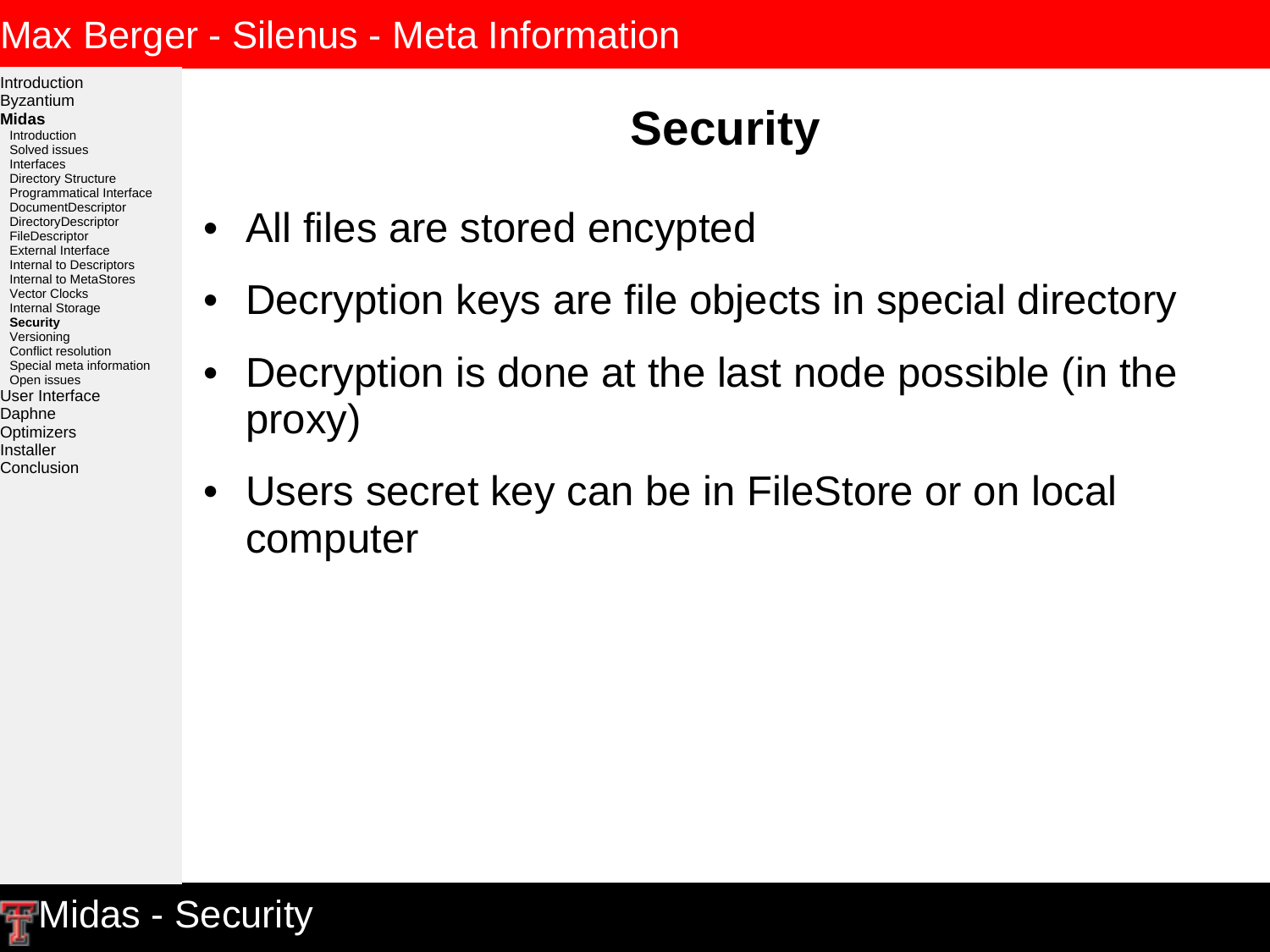# Security

- All files are stored encypted
- Decryption keys are file objects in special directory
- Decryption is done at the last node possible (in the proxy)
- Users secret key can be in FileStore or on local computer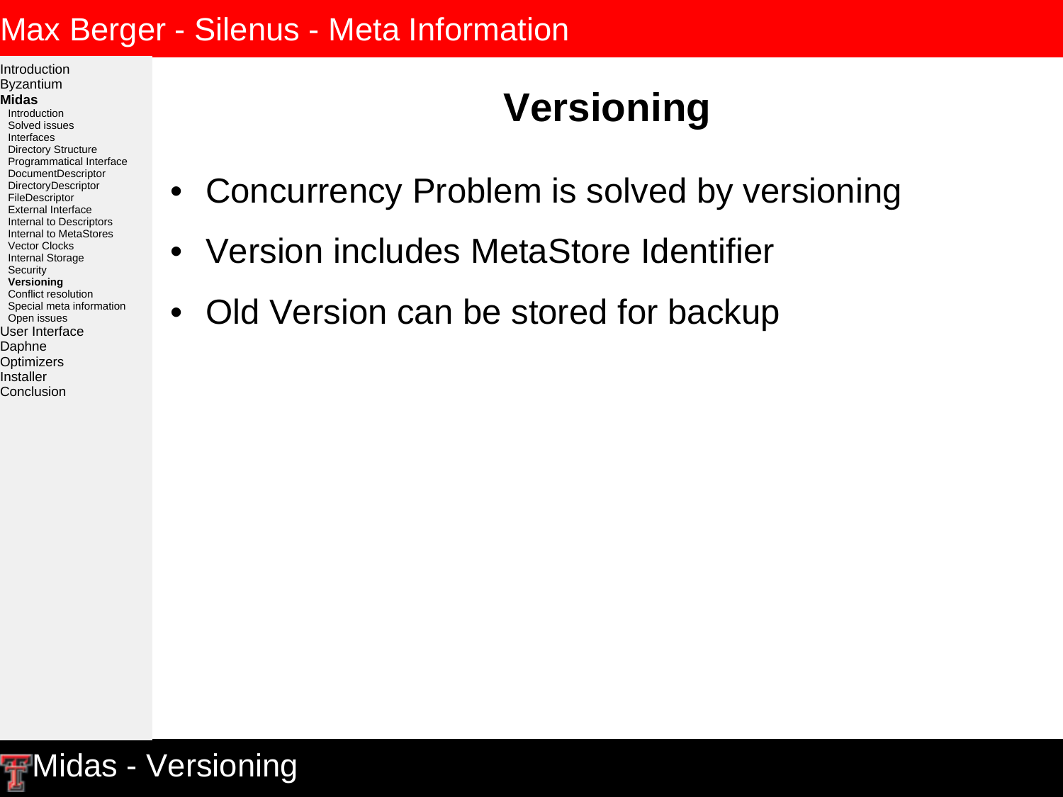# Versioning

- Concurrency Problem is solved by versioning
- Version includes MetaStore Identifier
- Old Version can be stored for backup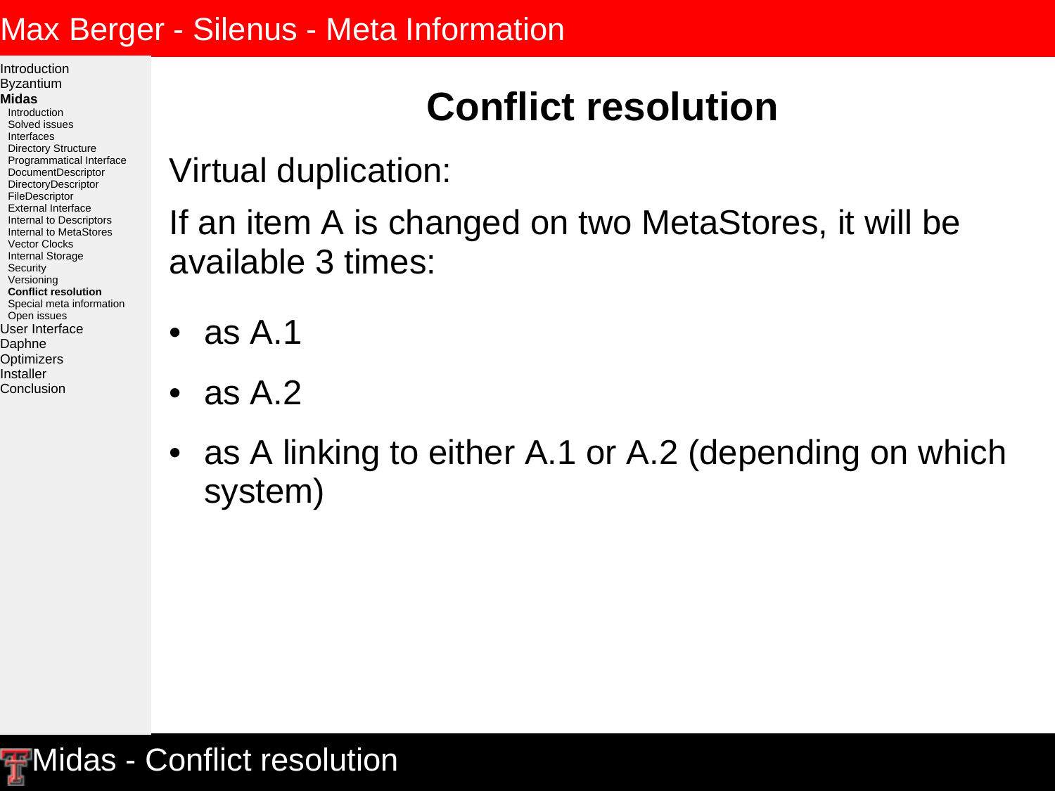# Conflict resolution

Virtual duplication:

If an item A is changed on two MetaStores, it will be available 3 times:

- as A.1
- as A.2
- as A linking to either A.1 or A.2 (depending on which system)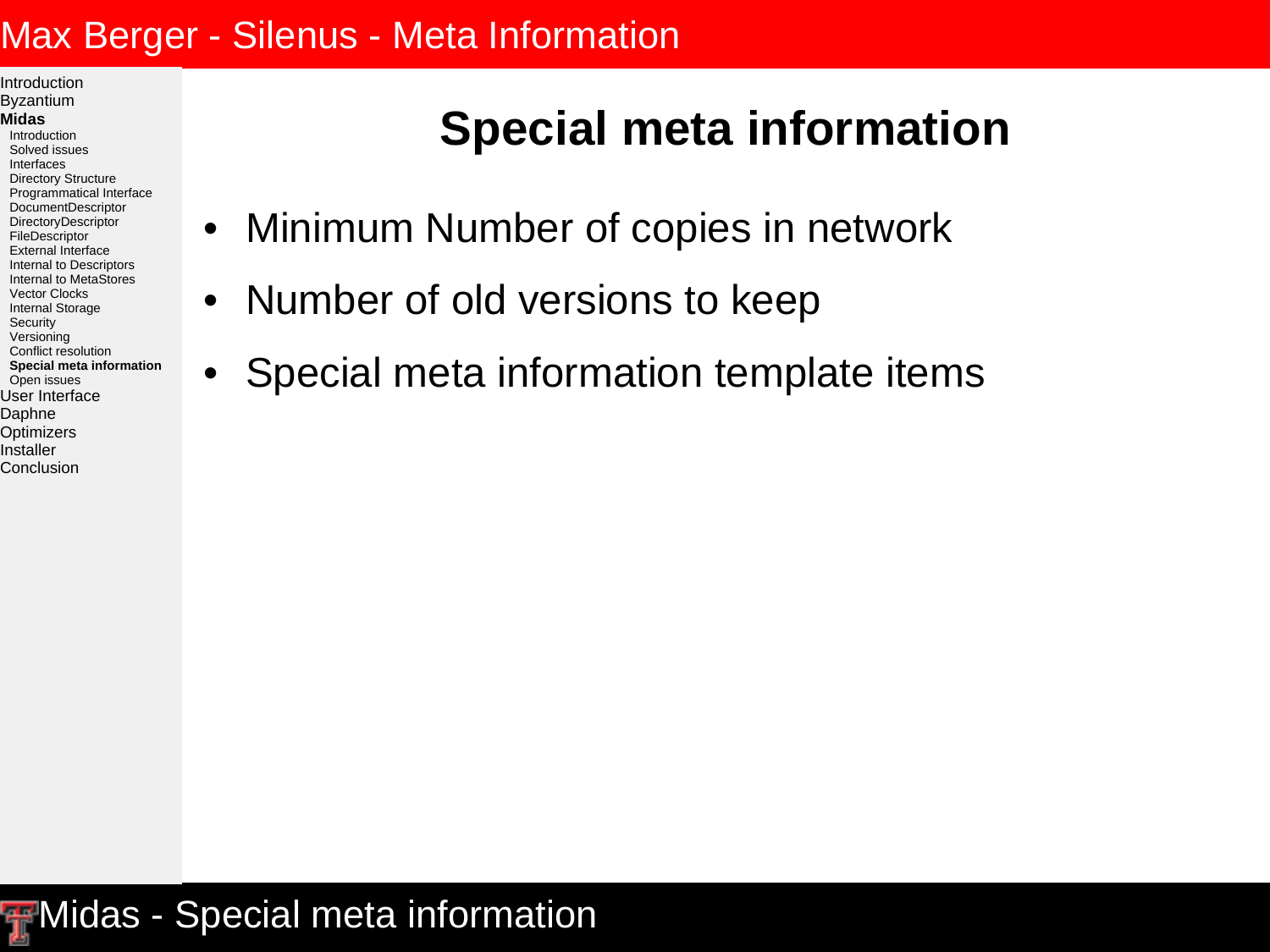# Special meta information

- Minimum Number of copies in network
- Number of old versions to keep
- Special meta information template items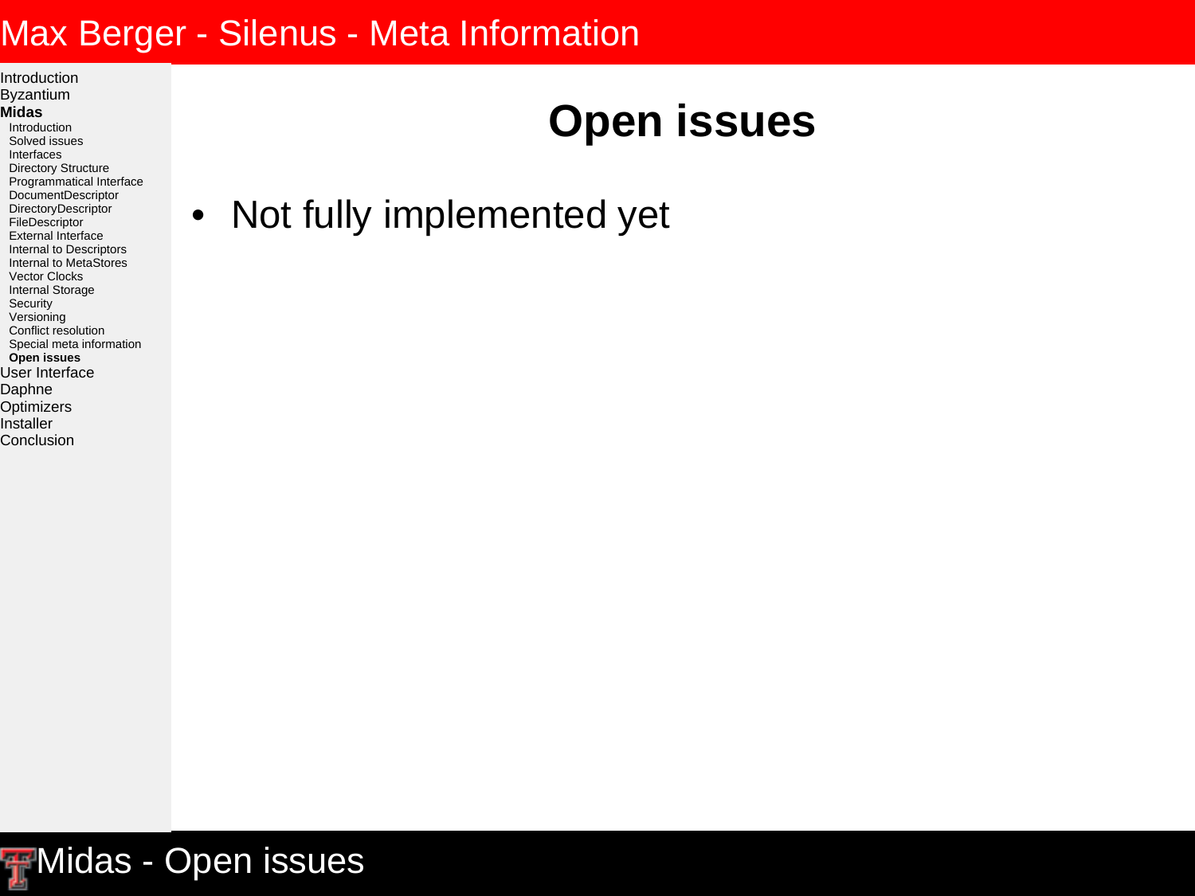# Open issues

- Not fully implemented yet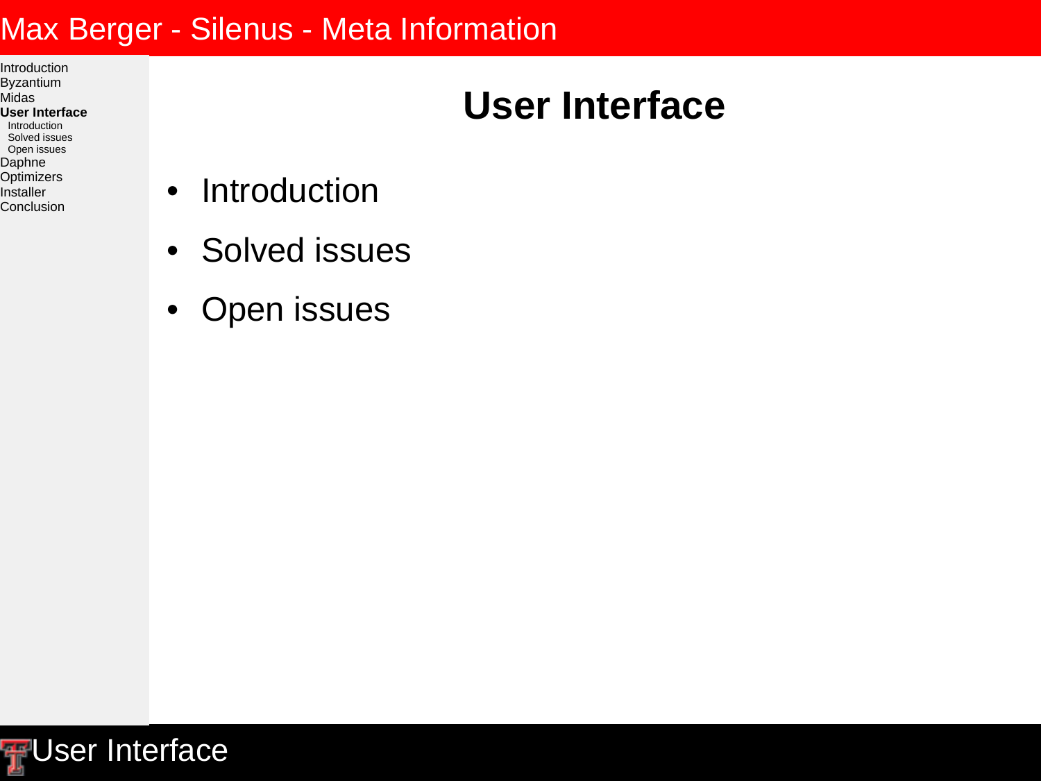# User Interface

- Introduction
- Solved issues
- Open issues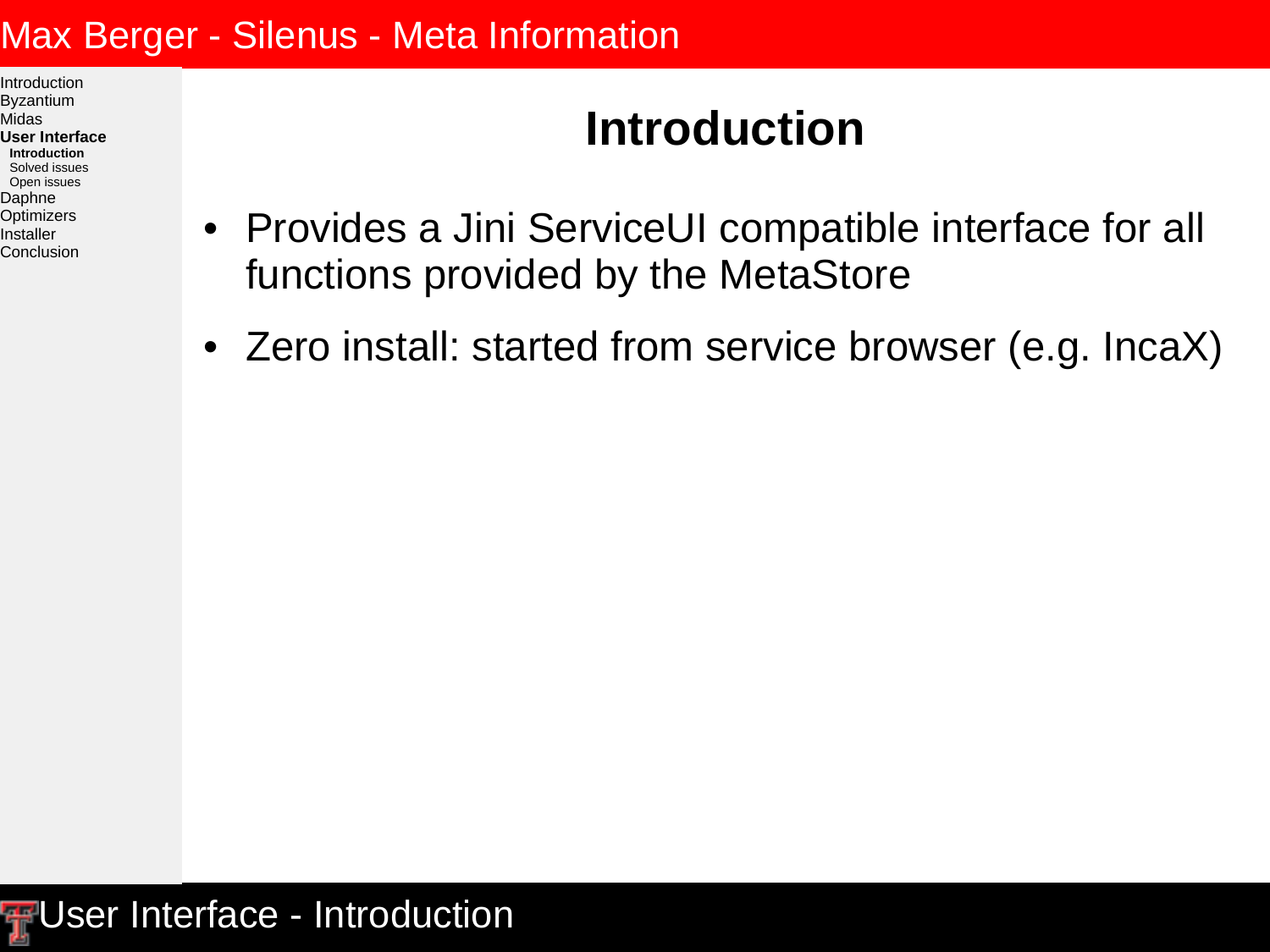# Introduction

- Provides a Jini ServiceUI compatible interface for all functions provided by the MetaStore
- Zero install: started from service browser (e.g. IncaX)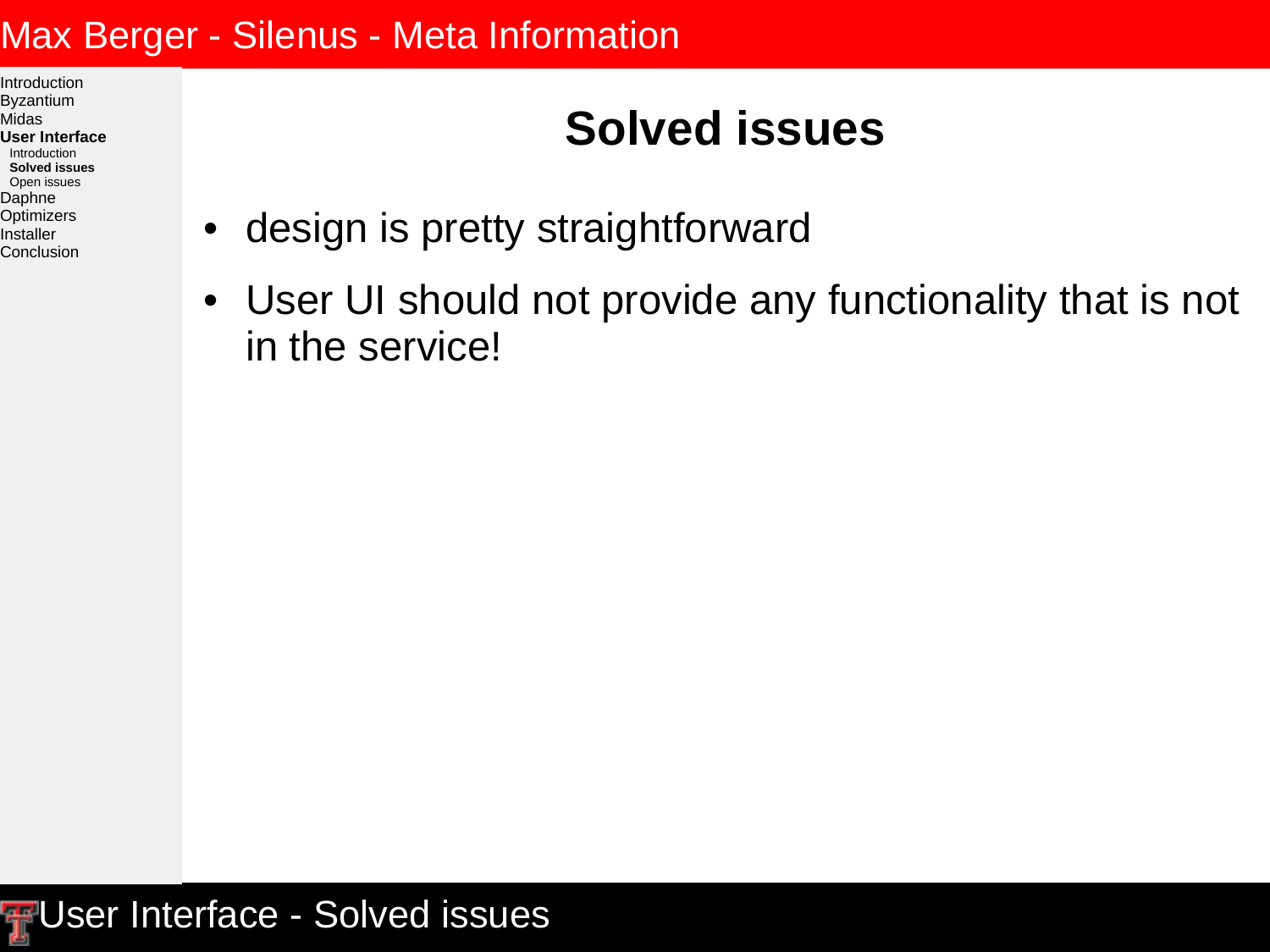# Solved issues

- design is pretty straightforward
- User UI should not provide any functionality that is not in the service!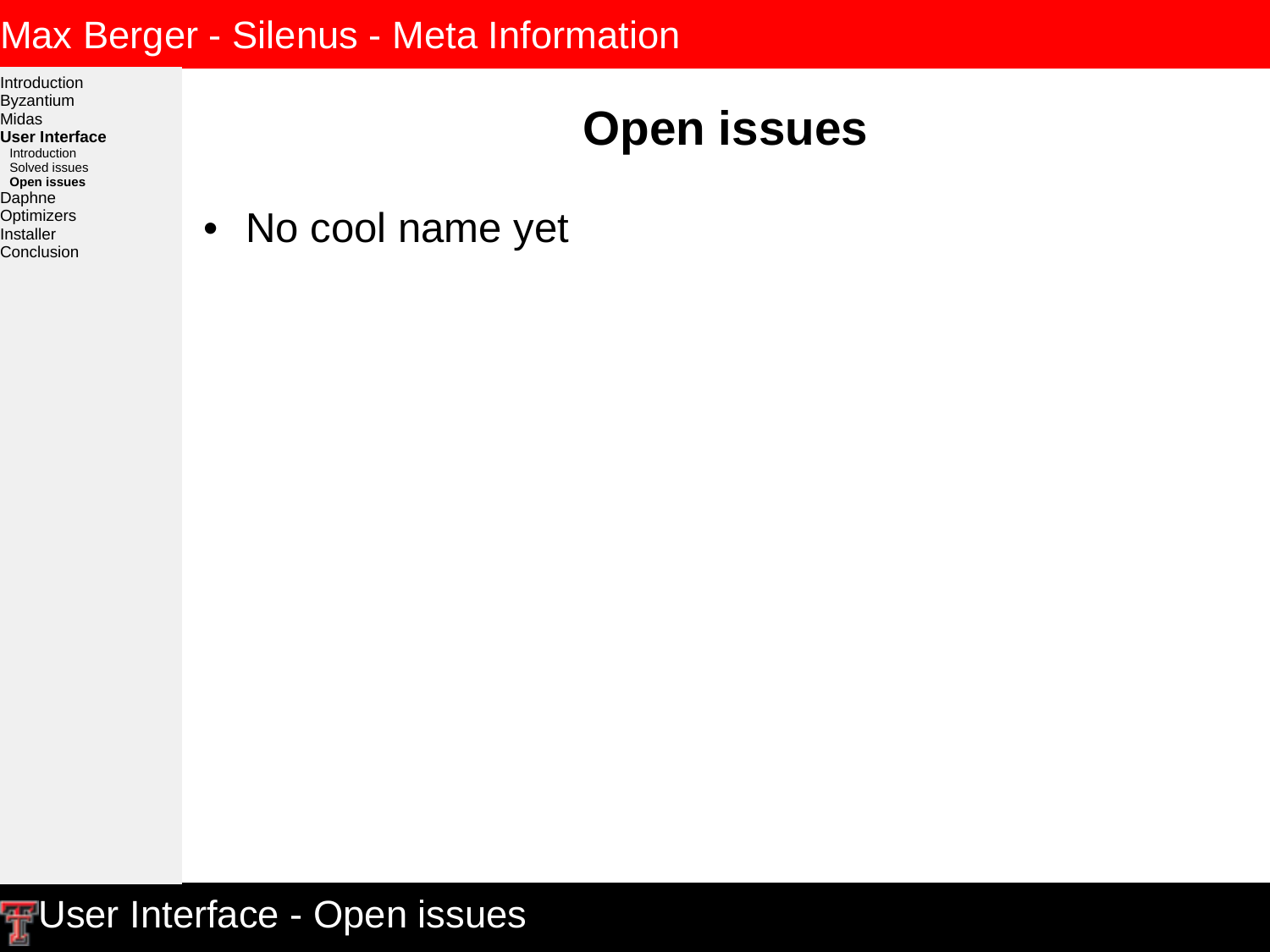# Open issues

- No cool name yet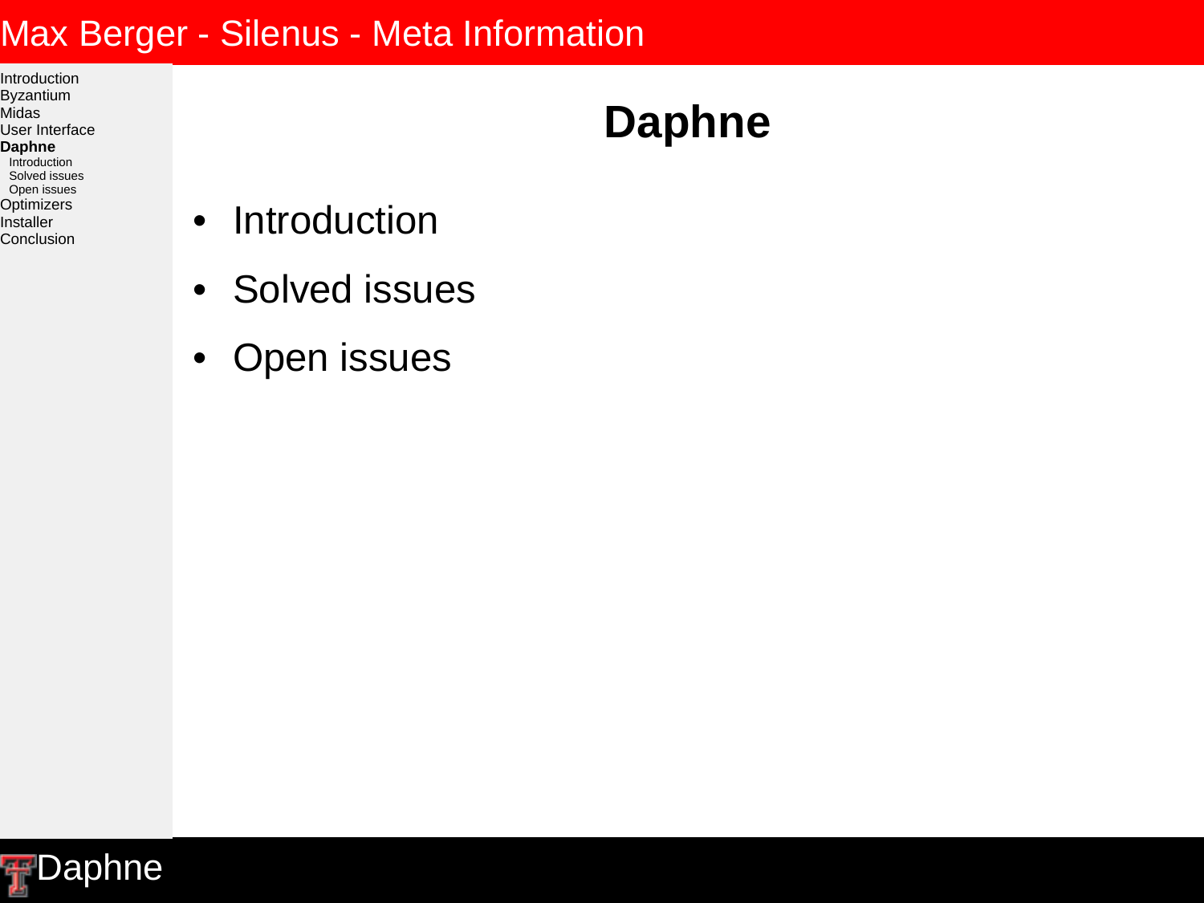# Daphne

- Introduction
- Solved issues
- Open issues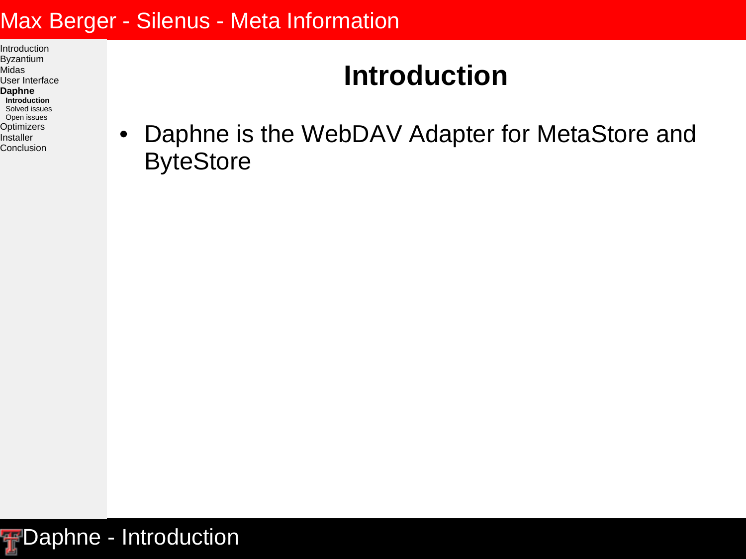# Introduction

- Daphne is the WebDAV Adapter for MetaStore and ByteStore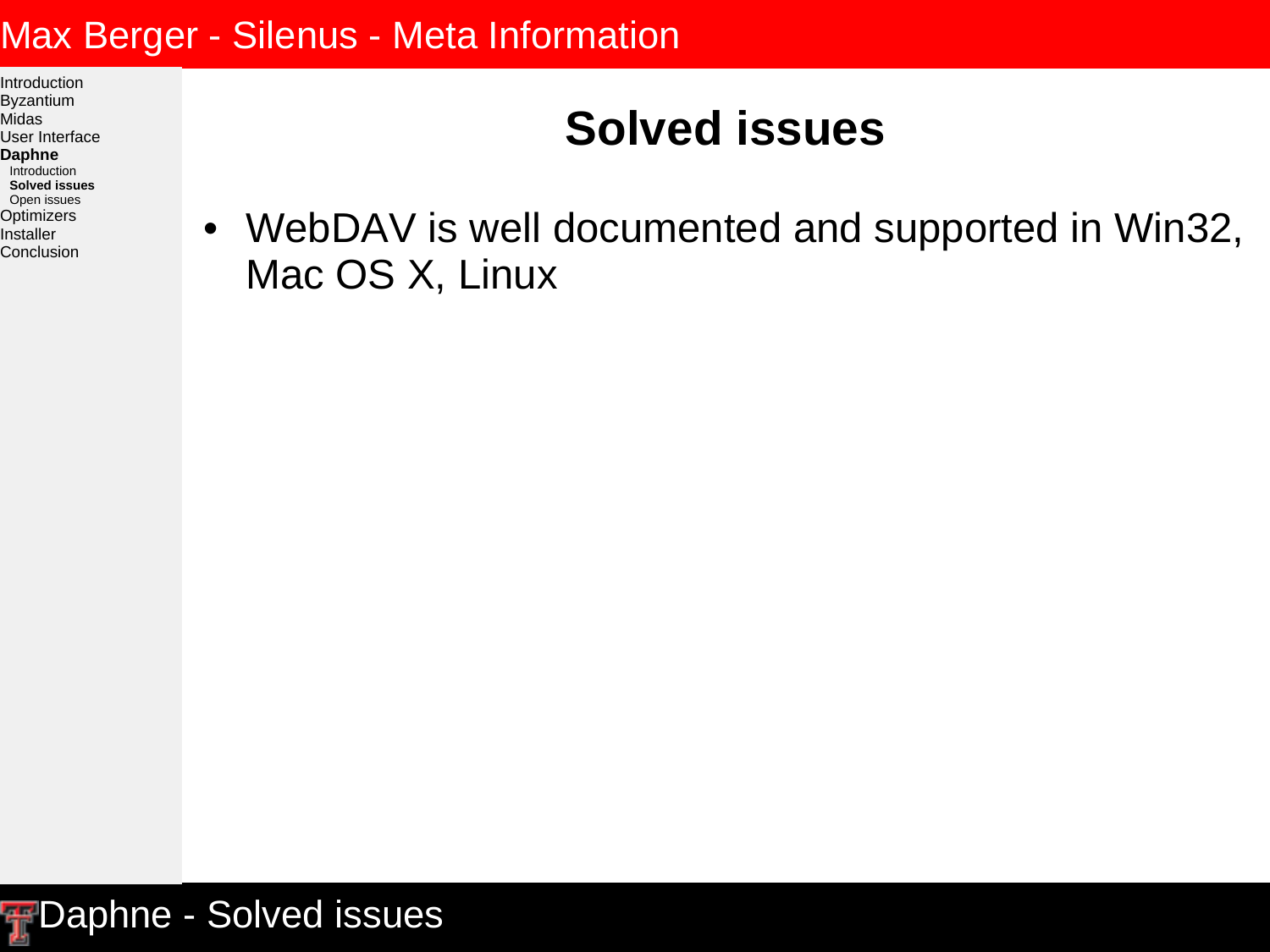# Solved issues

- WebDAV is well documented and supported in Win32, Mac OS X, Linux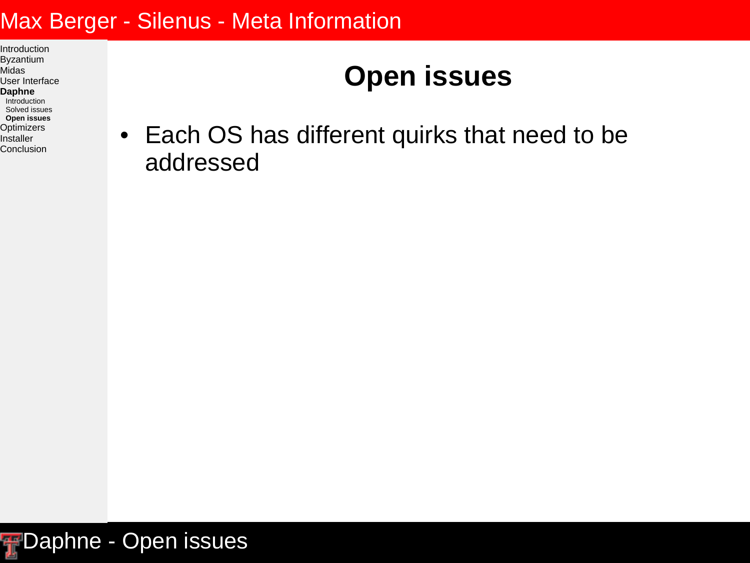# Open issues

- Each OS has different quirks that need to be addressed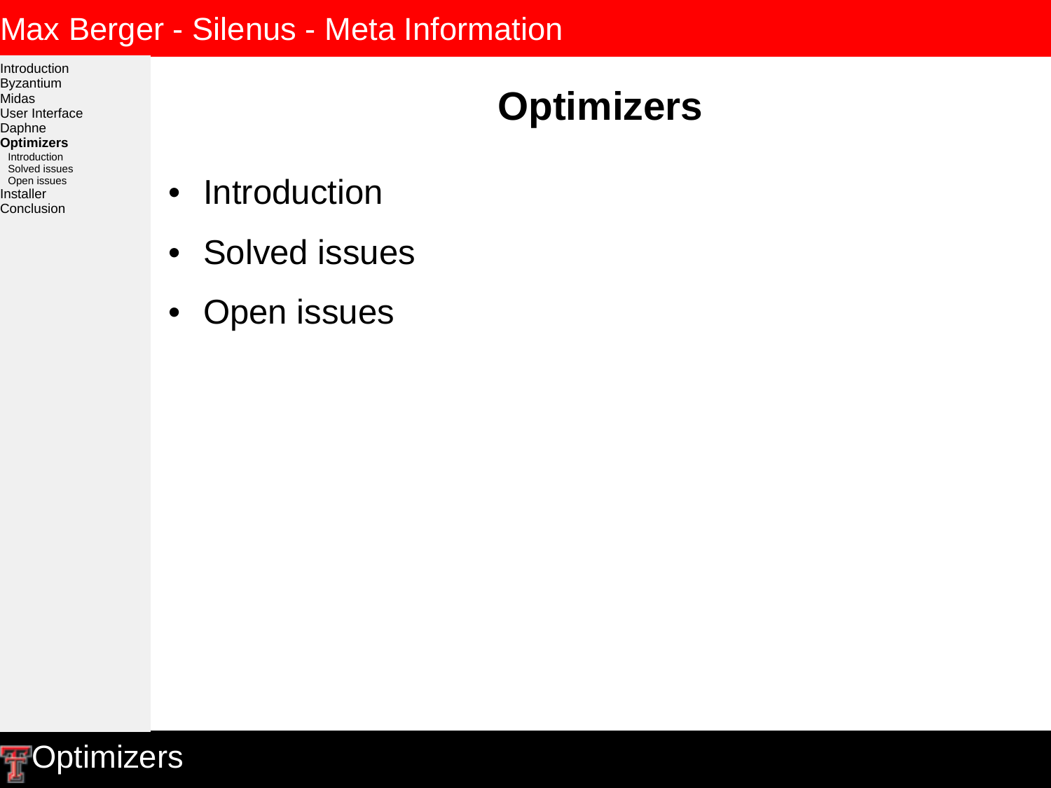# Optimizers

- Introduction
- Solved issues
- Open issues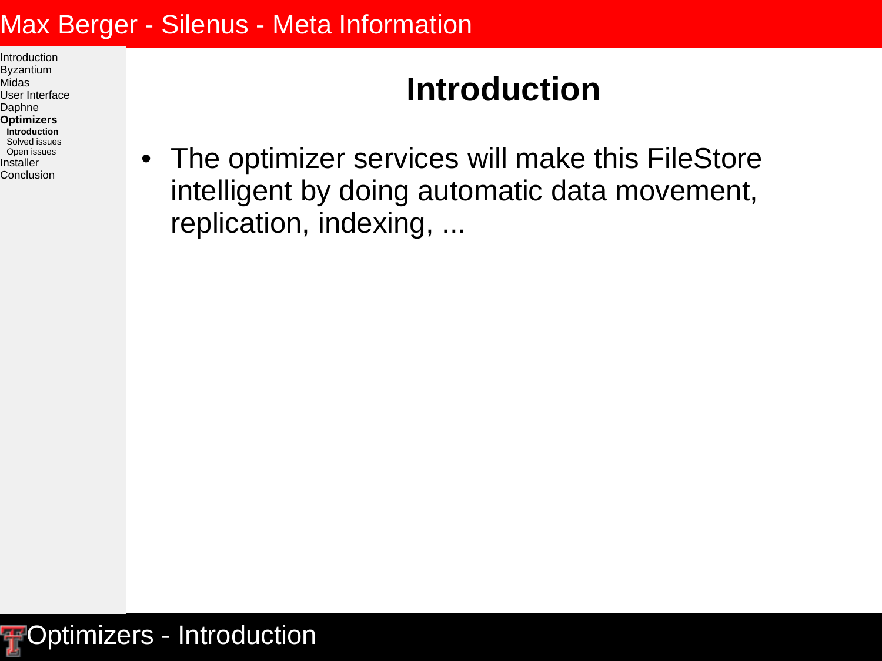# Introduction

- The optimizer services will make this FileStore intelligent by doing automatic data movement, replication, indexing, ...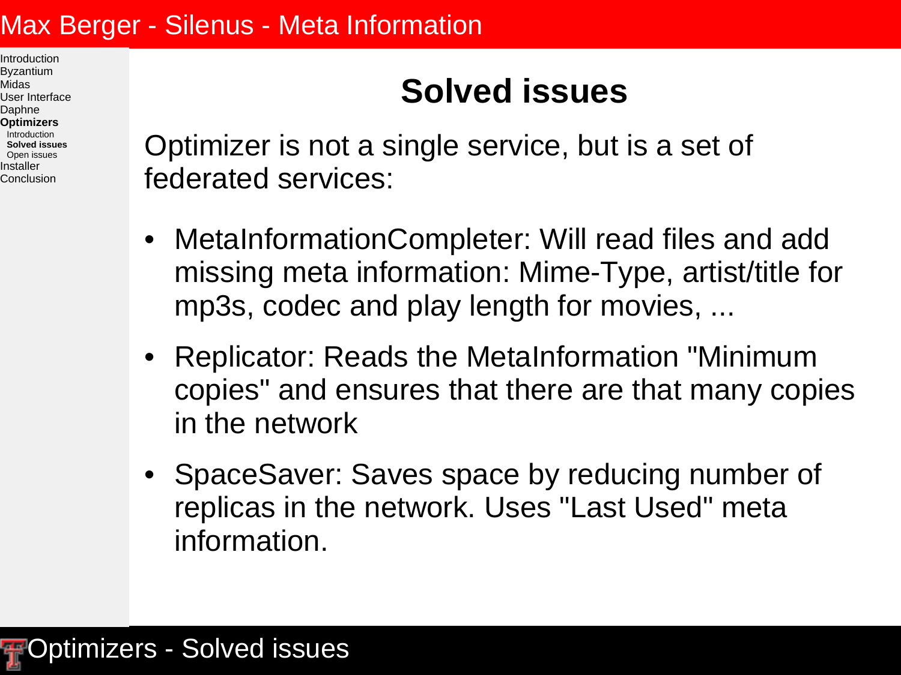# Solved issues

Optimizer is not a single service, but is a set of federated services:

- MetaInformationCompleter: Will read files and add missing meta information: Mime-Type, artist/title for mp3s, codec and play length for movies, ...
- Replicator: Reads the MetaInformation "Minimum copies" and ensures that there are that many copies in the network
- SpaceSaver: Saves space by reducing number of replicas in the network. Uses "Last Used" meta information.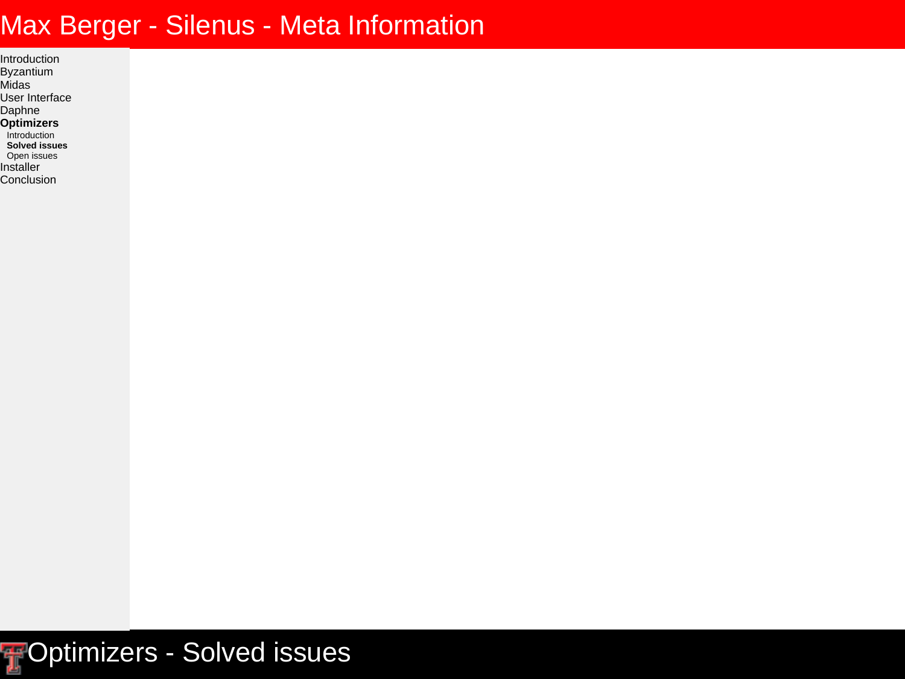# Max Berger - Silenus - Meta Information

- Introduction
- Byzantium
- Midas
- User Interface
- Daphne
- **Optimizers**
  - Introduction
  - **Solved issues**
  - Open issues
- Installer
- Conclusion

## Optimizers - Solved issues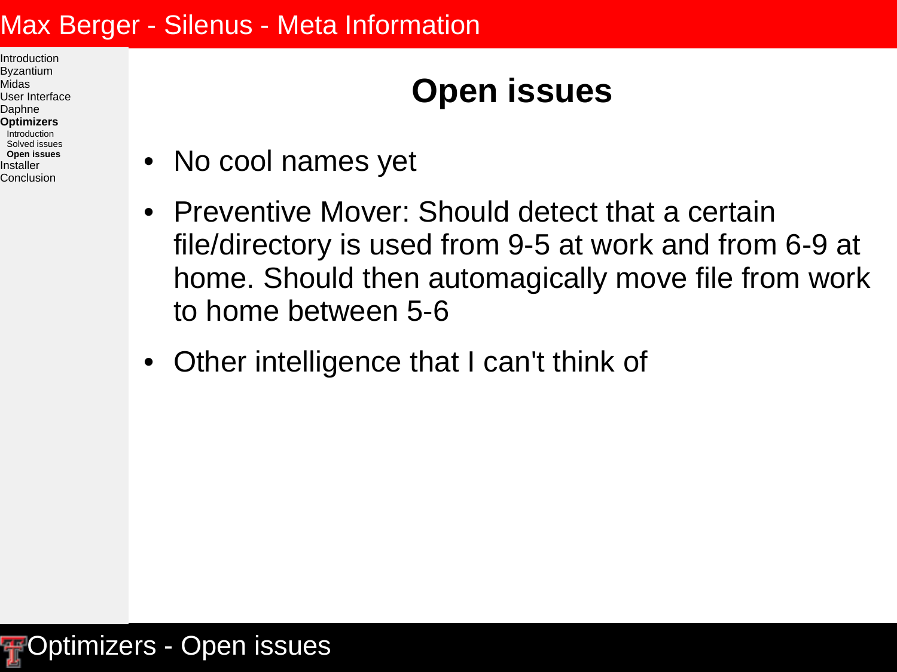# Open issues

- No cool names yet
- Preventive Mover: Should detect that a certain file/directory is used from 9-5 at work and from 6-9 at home. Should then automagically move file from work to home between 5-6
- Other intelligence that I can't think of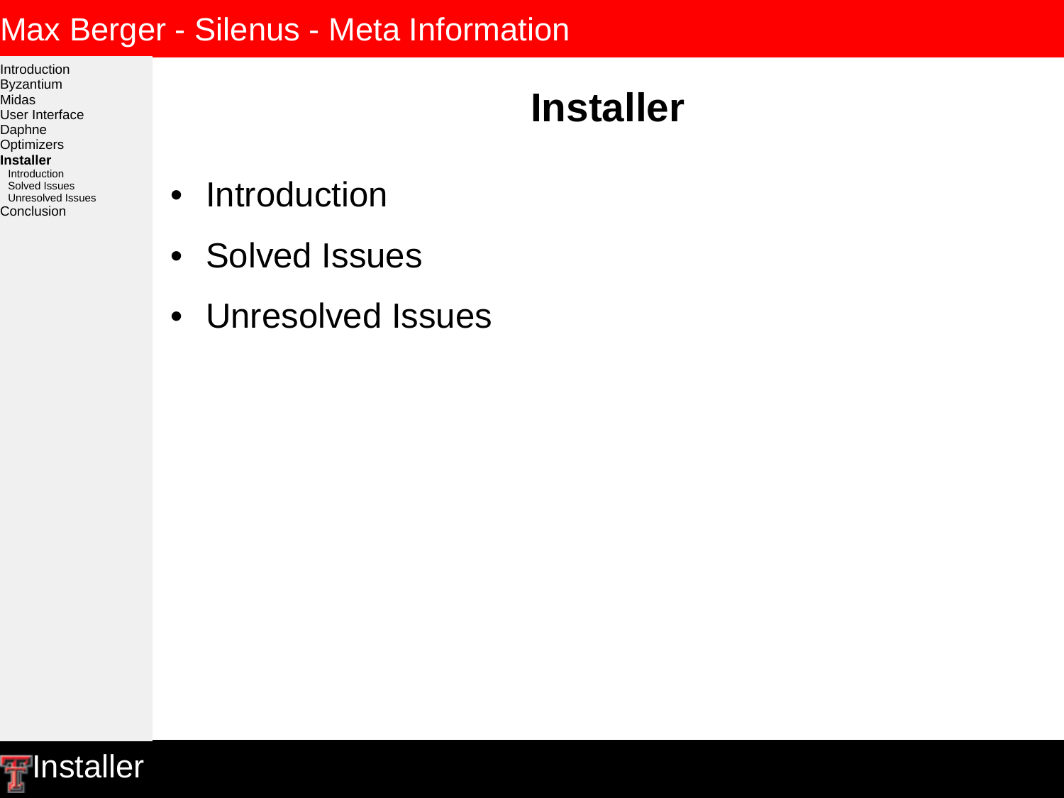# Installer

- Introduction
- Solved Issues
- Unresolved Issues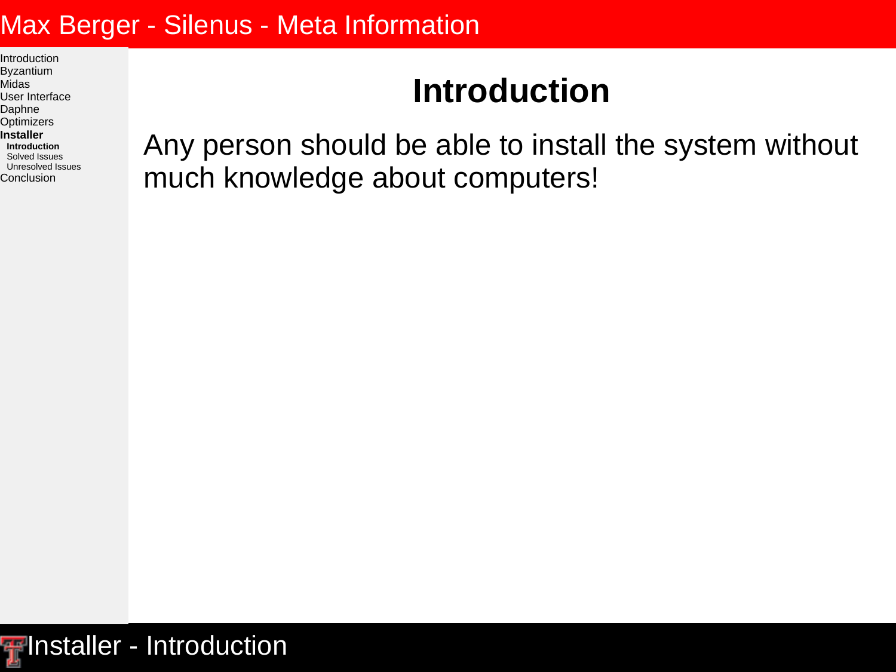# Introduction

Any person should be able to install the system without much knowledge about computers!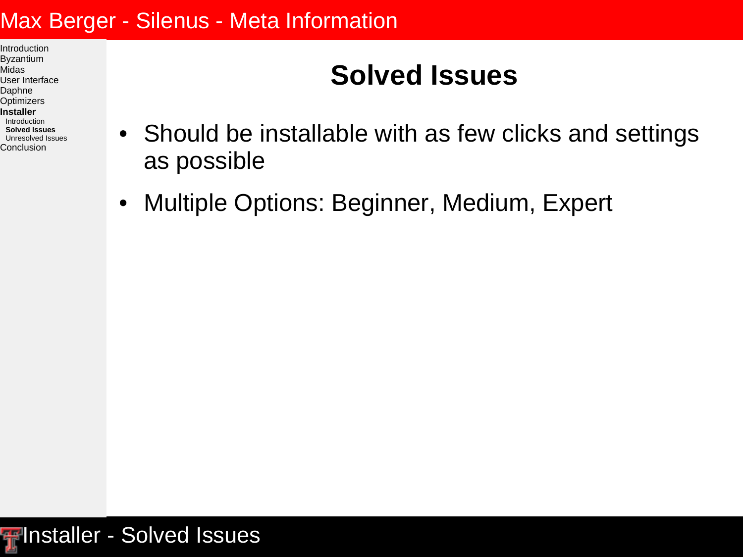# Solved Issues

- Should be installable with as few clicks and settings as possible
- Multiple Options: Beginner, Medium, Expert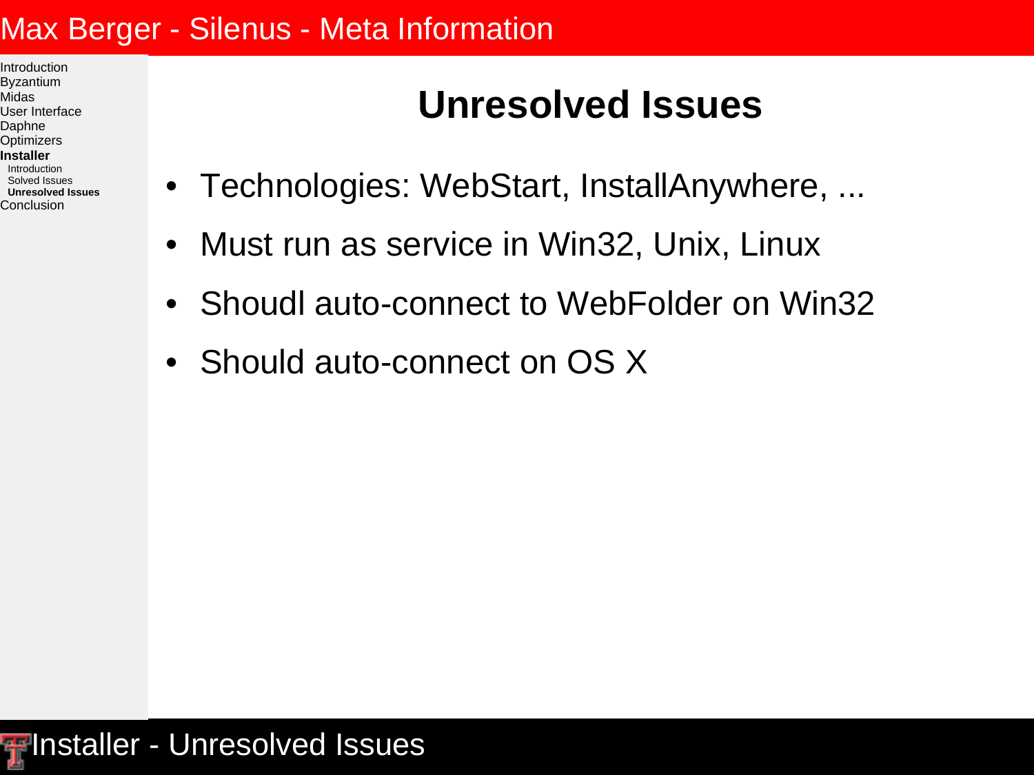# Unresolved Issues

- Technologies: WebStart, InstallAnywhere, ...
- Must run as service in Win32, Unix, Linux
- Shoudl auto-connect to WebFolder on Win32
- Should auto-connect on OS X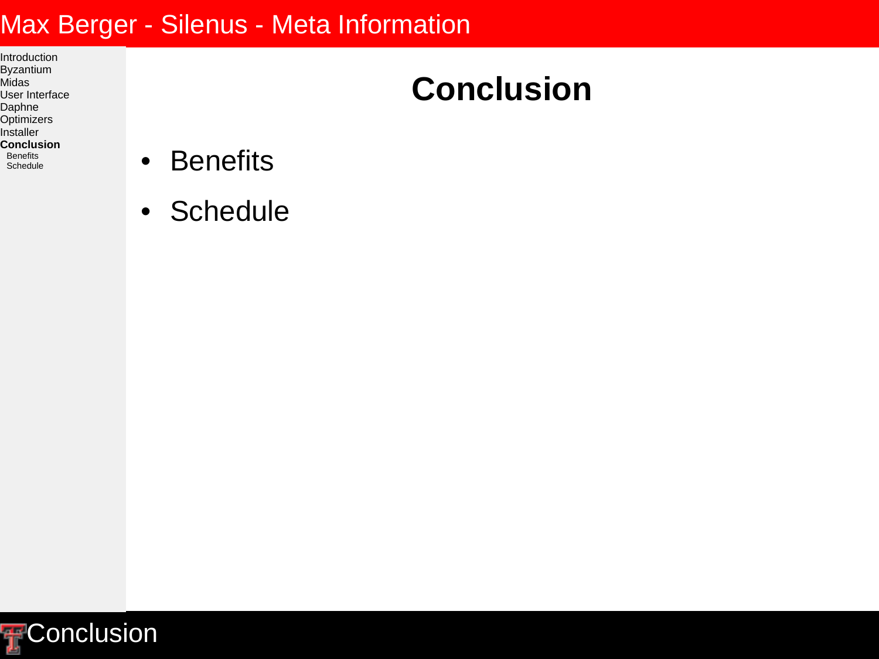# Conclusion

- Benefits
- Schedule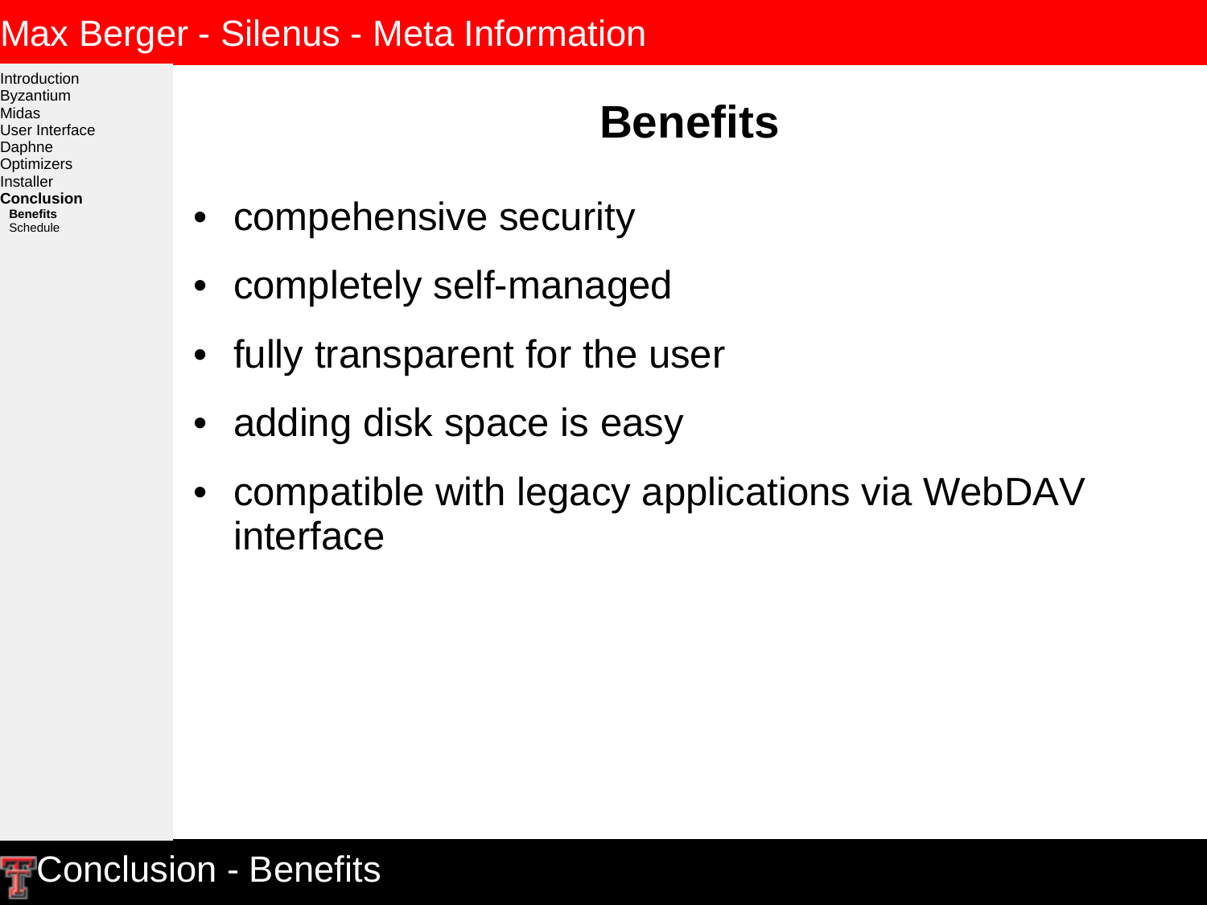# Benefits

- compehensive security
- completely self-managed
- fully transparent for the user
- adding disk space is easy
- compatible with legacy applications via WebDAV interface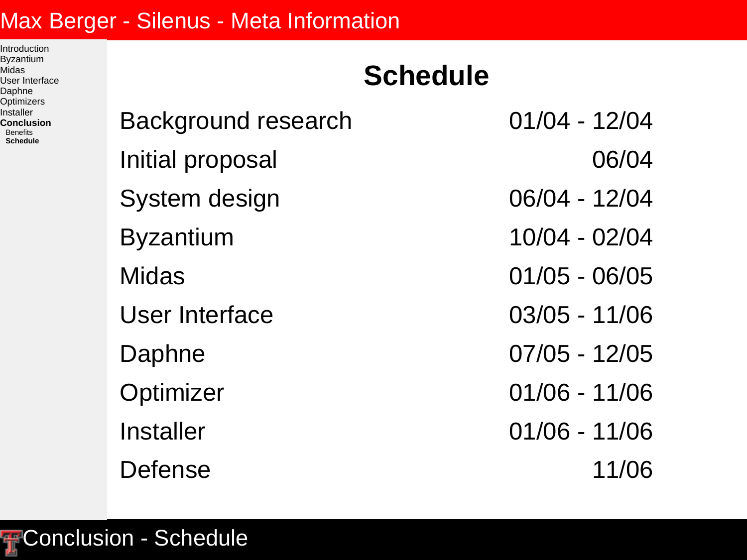# Schedule

| | |
|---|---|
| Background research | 01/04 - 12/04 |
| Initial proposal | 06/04 |
| System design | 06/04 - 12/04 |
| Byzantium | 10/04 - 02/04 |
| Midas | 01/05 - 06/05 |
| User Interface | 03/05 - 11/06 |
| Daphne | 07/05 - 12/05 |
| Optimizer | 01/06 - 11/06 |
| Installer | 01/06 - 11/06 |
| Defense | 11/06 |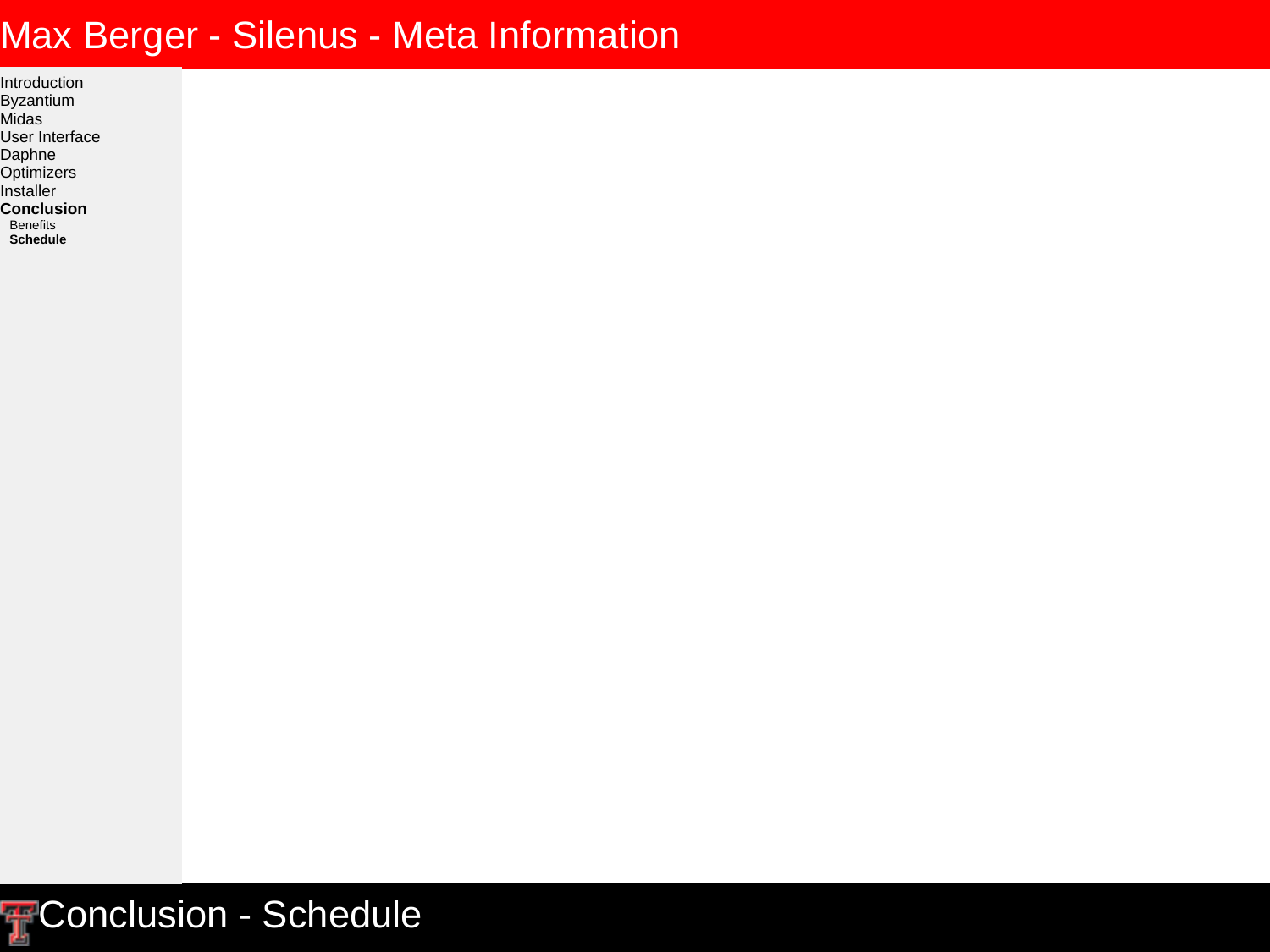# Max Berger - Silenus - Meta Information

- Introduction
- Byzantium
- Midas
- User Interface
- Daphne
- Optimizers
- Installer
- **Conclusion**
  - Benefits
  - **Schedule**

## Conclusion - Schedule